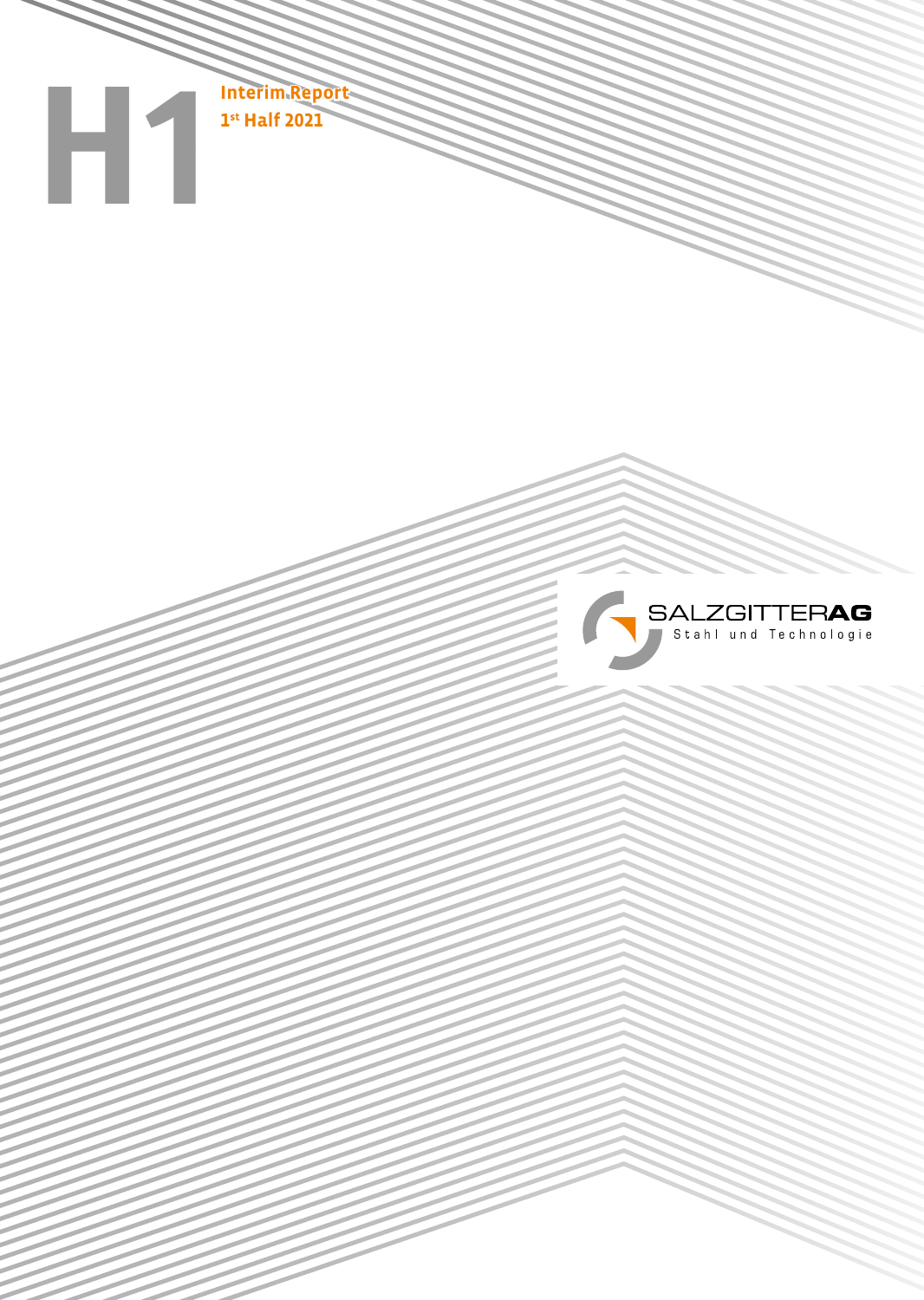# H1

**Interim Report**
**1st Half 2021**

SALZGITTER AG
Stahl und Technologie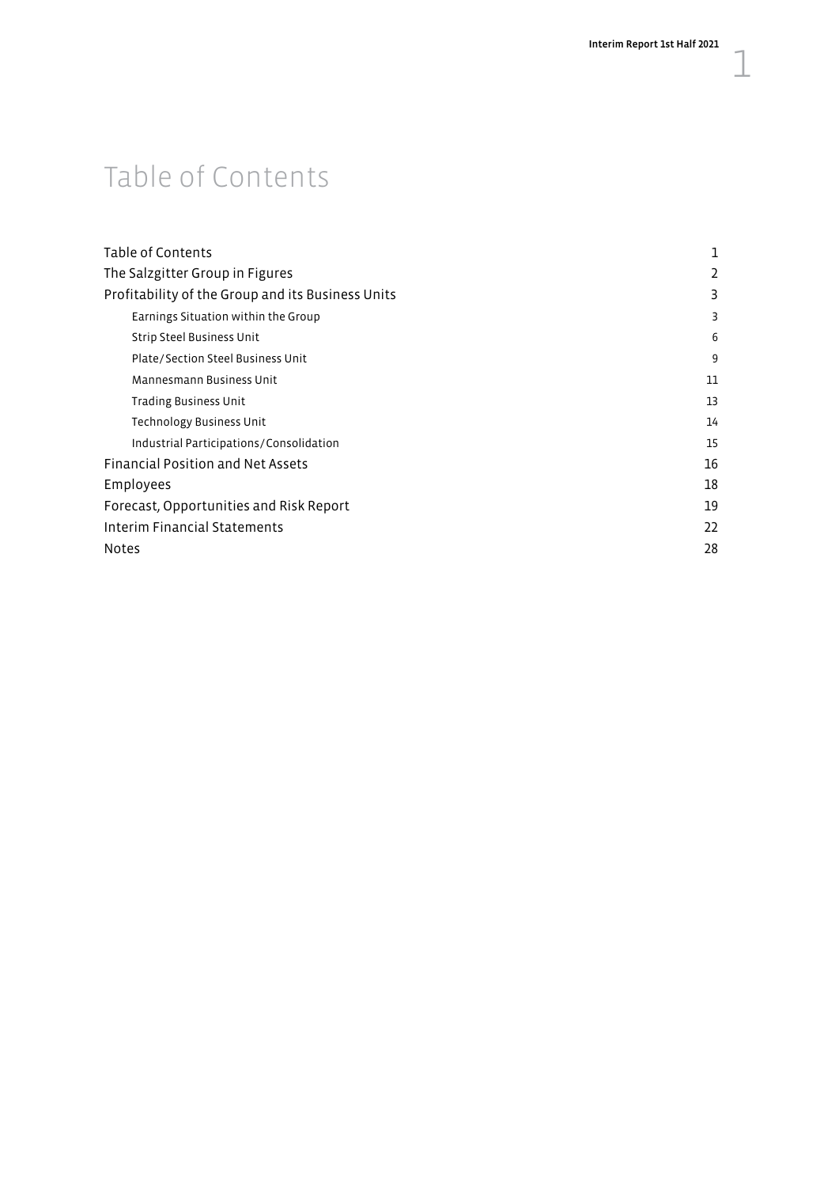# Table of Contents

| | |
|---|---|
| Table of Contents | 1 |
| The Salzgitter Group in Figures | 2 |
| Profitability of the Group and its Business Units | 3 |
| Earnings Situation within the Group | 3 |
| Strip Steel Business Unit | 6 |
| Plate/Section Steel Business Unit | 9 |
| Mannesmann Business Unit | 11 |
| Trading Business Unit | 13 |
| Technology Business Unit | 14 |
| Industrial Participations/Consolidation | 15 |
| Financial Position and Net Assets | 16 |
| Employees | 18 |
| Forecast, Opportunities and Risk Report | 19 |
| Interim Financial Statements | 22 |
| Notes | 28 |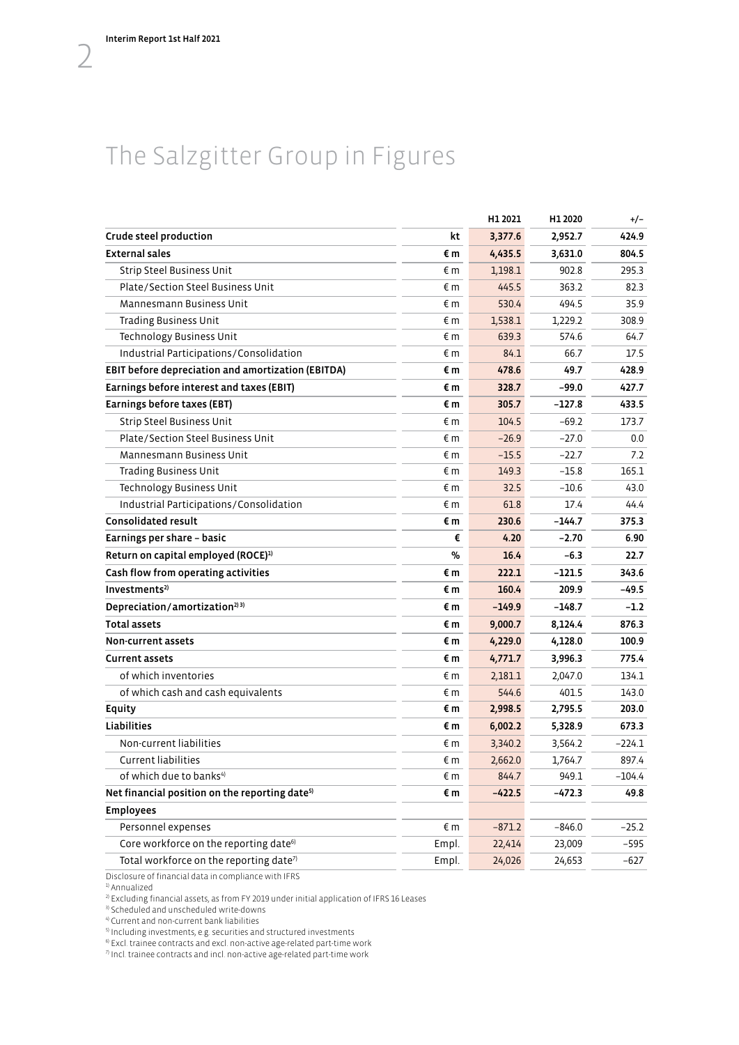# The Salzgitter Group in Figures

| | | H1 2021 | H1 2020 | +/– |
|---|---|---|---|---|
| **Crude steel production** | **kt** | **3,377.6** | **2,952.7** | **424.9** |
| **External sales** | **€ m** | **4,435.5** | **3,631.0** | **804.5** |
| Strip Steel Business Unit | € m | 1,198.1 | 902.8 | 295.3 |
| Plate/Section Steel Business Unit | € m | 445.5 | 363.2 | 82.3 |
| Mannesmann Business Unit | € m | 530.4 | 494.5 | 35.9 |
| Trading Business Unit | € m | 1,538.1 | 1,229.2 | 308.9 |
| Technology Business Unit | € m | 639.3 | 574.6 | 64.7 |
| Industrial Participations/Consolidation | € m | 84.1 | 66.7 | 17.5 |
| **EBIT before depreciation and amortization (EBITDA)** | **€ m** | **478.6** | **49.7** | **428.9** |
| **Earnings before interest and taxes (EBIT)** | **€ m** | **328.7** | **–99.0** | **427.7** |
| **Earnings before taxes (EBT)** | **€ m** | **305.7** | **–127.8** | **433.5** |
| Strip Steel Business Unit | € m | 104.5 | –69.2 | 173.7 |
| Plate/Section Steel Business Unit | € m | –26.9 | –27.0 | 0.0 |
| Mannesmann Business Unit | € m | –15.5 | –22.7 | 7.2 |
| Trading Business Unit | € m | 149.3 | –15.8 | 165.1 |
| Technology Business Unit | € m | 32.5 | –10.6 | 43.0 |
| Industrial Participations/Consolidation | € m | 61.8 | 17.4 | 44.4 |
| **Consolidated result** | **€ m** | **230.6** | **–144.7** | **375.3** |
| **Earnings per share – basic** | **€** | **4.20** | **–2.70** | **6.90** |
| **Return on capital employed (ROCE)[1]** | **%** | **16.4** | **–6.3** | **22.7** |
| **Cash flow from operating activities** | **€ m** | **222.1** | **–121.5** | **343.6** |
| **Investments[2]** | **€ m** | **160.4** | **209.9** | **–49.5** |
| **Depreciation/amortization[2][3]** | **€ m** | **–149.9** | **–148.7** | **–1.2** |
| **Total assets** | **€ m** | **9,000.7** | **8,124.4** | **876.3** |
| **Non-current assets** | **€ m** | **4,229.0** | **4,128.0** | **100.9** |
| **Current assets** | **€ m** | **4,771.7** | **3,996.3** | **775.4** |
| of which inventories | € m | 2,181.1 | 2,047.0 | 134.1 |
| of which cash and cash equivalents | € m | 544.6 | 401.5 | 143.0 |
| **Equity** | **€ m** | **2,998.5** | **2,795.5** | **203.0** |
| **Liabilities** | **€ m** | **6,002.2** | **5,328.9** | **673.3** |
| Non-current liabilities | € m | 3,340.2 | 3,564.2 | –224.1 |
| Current liabilities | € m | 2,662.0 | 1,764.7 | 897.4 |
| of which due to banks[4] | € m | 844.7 | 949.1 | –104.4 |
| **Net financial position on the reporting date[5]** | **€ m** | **–422.5** | **–472.3** | **49.8** |
| **Employees** | | | | |
| Personnel expenses | € m | –871.2 | –846.0 | –25.2 |
| Core workforce on the reporting date[6] | Empl. | 22,414 | 23,009 | –595 |
| Total workforce on the reporting date[7] | Empl. | 24,026 | 24,653 | –627 |

Disclosure of financial data in compliance with IFRS

[1] Annualized

[2] Excluding financial assets, as from FY 2019 under initial application of IFRS 16 Leases

[3] Scheduled and unscheduled write-downs

[4] Current and non-current bank liabilities

[5] Including investments, e.g. securities and structured investments

[6] Excl. trainee contracts and excl. non-active age-related part-time work

[7] Incl. trainee contracts and incl. non-active age-related part-time work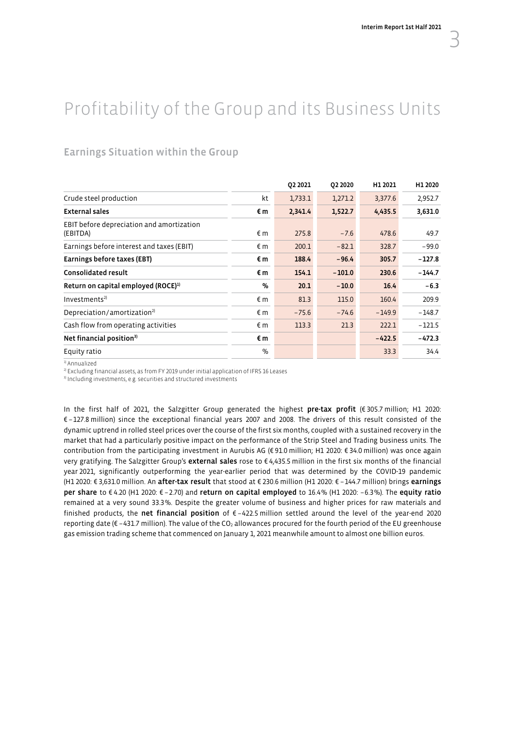# Profitability of the Group and its Business Units

## Earnings Situation within the Group

| | | Q2 2021 | Q2 2020 | H1 2021 | H1 2020 |
|---|---|---|---|---|---|
| Crude steel production | kt | 1,733.1 | 1,271.2 | 3,377.6 | 2,952.7 |
| **External sales** | **€ m** | **2,341.4** | **1,522.7** | **4,435.5** | **3,631.0** |
| EBIT before depreciation and amortization (EBITDA) | € m | 275.8 | −7.6 | 478.6 | 49.7 |
| Earnings before interest and taxes (EBIT) | € m | 200.1 | −82.1 | 328.7 | −99.0 |
| **Earnings before taxes (EBT)** | **€ m** | **188.4** | **−96.4** | **305.7** | **−127.8** |
| **Consolidated result** | **€ m** | **154.1** | **−101.0** | **230.6** | **−144.7** |
| **Return on capital employed (ROCE)[1]** | **%** | **20.1** | **−10.0** | **16.4** | **−6.3** |
| Investments[2] | € m | 81.3 | 115.0 | 160.4 | 209.9 |
| Depreciation/amortization[2] | € m | −75.6 | −74.6 | −149.9 | −148.7 |
| Cash flow from operating activities | € m | 113.3 | 21.3 | 222.1 | −121.5 |
| **Net financial position[3]** | **€ m** | | | **−422.5** | **−472.3** |
| Equity ratio | % | | | 33.3 | 34.4 |

[1] Annualized
[2] Excluding financial assets, as from FY 2019 under initial application of IFRS 16 Leases
[3] Including investments, e.g. securities and structured investments

In the first half of 2021, the Salzgitter Group generated the highest **pre-tax profit** (€ 305.7 million; H1 2020: € −127.8 million) since the exceptional financial years 2007 and 2008. The drivers of this result consisted of the dynamic uptrend in rolled steel prices over the course of the first six months, coupled with a sustained recovery in the market that had a particularly positive impact on the performance of the Strip Steel and Trading business units. The contribution from the participating investment in Aurubis AG (€ 91.0 million; H1 2020: € 34.0 million) was once again very gratifying. The Salzgitter Group's **external sales** rose to € 4,435.5 million in the first six months of the financial year 2021, significantly outperforming the year-earlier period that was determined by the COVID-19 pandemic (H1 2020: € 3,631.0 million. An **after-tax result** that stood at € 230.6 million (H1 2020: € −144.7 million) brings **earnings per share** to € 4.20 (H1 2020: € −2.70) and **return on capital employed** to 16.4 % (H1 2020: −6.3 %). The **equity ratio** remained at a very sound 33.3 %. Despite the greater volume of business and higher prices for raw materials and finished products, the **net financial position** of € −422.5 million settled around the level of the year-end 2020 reporting date (€ −431.7 million). The value of the $CO_2$ allowances procured for the fourth period of the EU greenhouse gas emission trading scheme that commenced on January 1, 2021 meanwhile amount to almost one billion euros.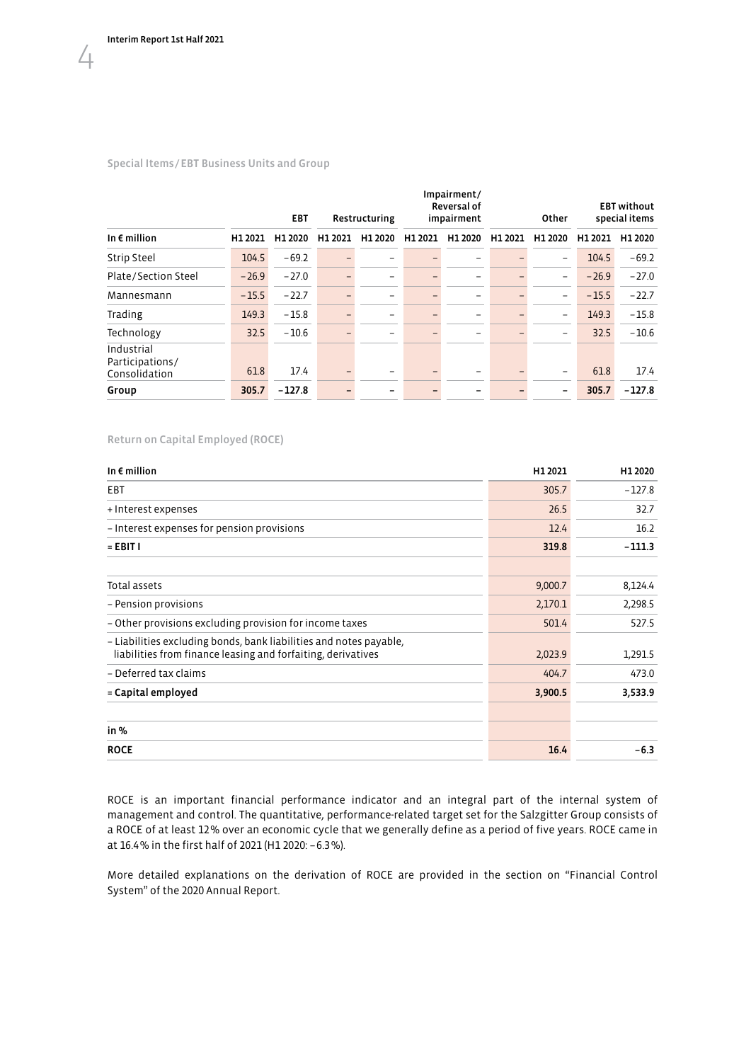Special Items / EBT Business Units and Group

| | EBT | | Restructuring | | Impairment/ Reversal of impairment | | Other | | EBT without special items | |
|---|---|---|---|---|---|---|---|---|---|---|
| In € million | H1 2021 | H1 2020 | H1 2021 | H1 2020 | H1 2021 | H1 2020 | H1 2021 | H1 2020 | H1 2021 | H1 2020 |
| Strip Steel | 104.5 | −69.2 | – | – | – | – | – | – | 104.5 | −69.2 |
| Plate / Section Steel | −26.9 | −27.0 | – | – | – | – | – | – | −26.9 | −27.0 |
| Mannesmann | −15.5 | −22.7 | – | – | – | – | – | – | −15.5 | −22.7 |
| Trading | 149.3 | −15.8 | – | – | – | – | – | – | 149.3 | −15.8 |
| Technology | 32.5 | −10.6 | – | – | – | – | – | – | 32.5 | −10.6 |
| Industrial Participations / Consolidation | 61.8 | 17.4 | – | – | – | – | – | – | 61.8 | 17.4 |
| **Group** | **305.7** | **−127.8** | **–** | **–** | **–** | **–** | **–** | **–** | **305.7** | **−127.8** |

Return on Capital Employed (ROCE)

| In € million | H1 2021 | H1 2020 |
|---|---|---|
| EBT | 305.7 | −127.8 |
| + Interest expenses | 26.5 | 32.7 |
| – Interest expenses for pension provisions | 12.4 | 16.2 |
| **= EBIT I** | **319.8** | **−111.3** |
| | | |
| Total assets | 9,000.7 | 8,124.4 |
| – Pension provisions | 2,170.1 | 2,298.5 |
| – Other provisions excluding provision for income taxes | 501.4 | 527.5 |
| – Liabilities excluding bonds, bank liabilities and notes payable, liabilities from finance leasing and forfaiting, derivatives | 2,023.9 | 1,291.5 |
| – Deferred tax claims | 404.7 | 473.0 |
| **= Capital employed** | **3,900.5** | **3,533.9** |
| | | |
| **in %** | | |
| **ROCE** | **16.4** | **−6.3** |

ROCE is an important financial performance indicator and an integral part of the internal system of management and control. The quantitative, performance-related target set for the Salzgitter Group consists of a ROCE of at least 12% over an economic cycle that we generally define as a period of five years. ROCE came in at 16.4% in the first half of 2021 (H1 2020: −6.3%).

More detailed explanations on the derivation of ROCE are provided in the section on "Financial Control System" of the 2020 Annual Report.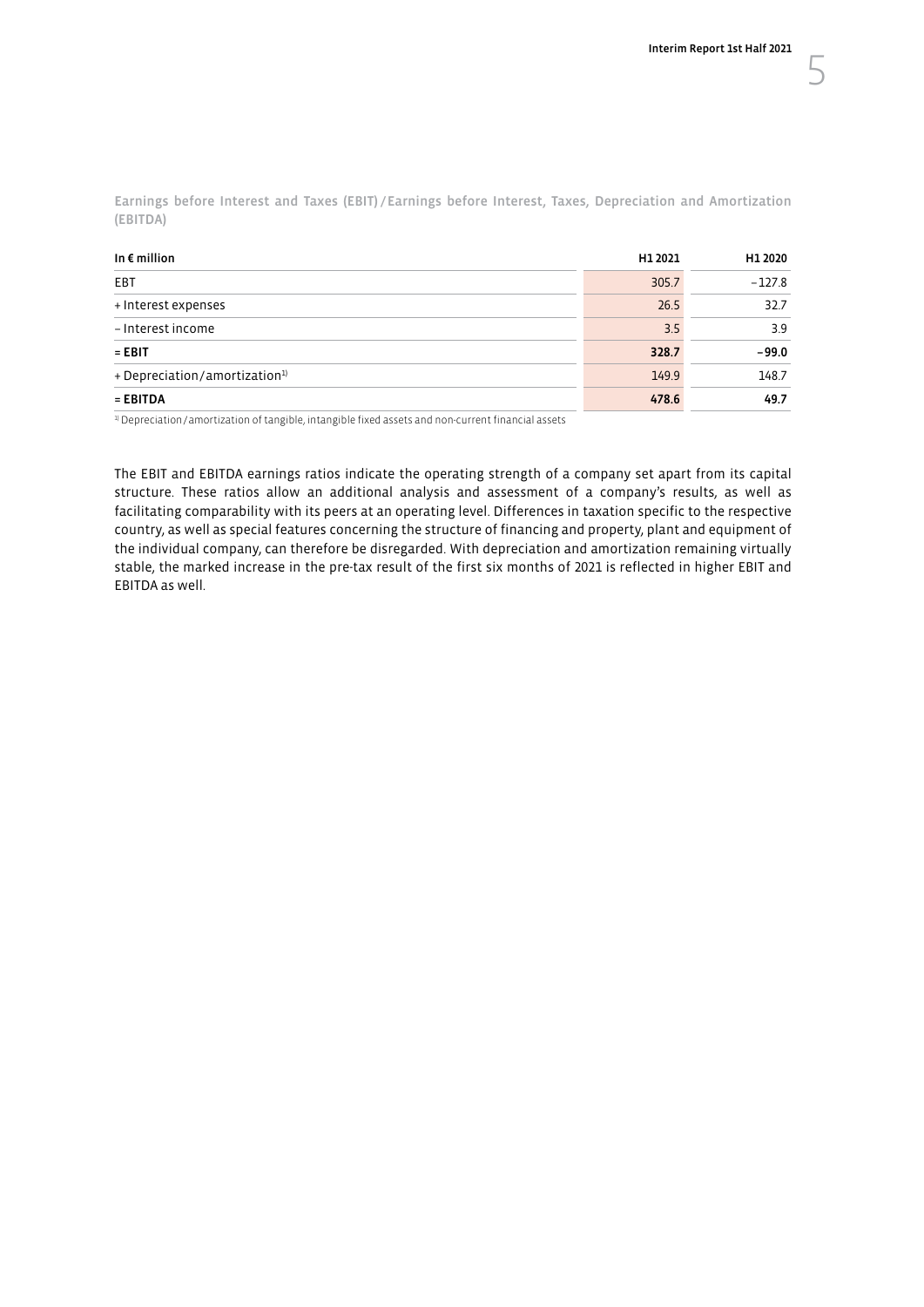Earnings before Interest and Taxes (EBIT) / Earnings before Interest, Taxes, Depreciation and Amortization (EBITDA)

| In € million | H1 2021 | H1 2020 |
|---|---|---|
| EBT | 305.7 | – 127.8 |
| + Interest expenses | 26.5 | 32.7 |
| – Interest income | 3.5 | 3.9 |
| **= EBIT** | **328.7** | **– 99.0** |
| + Depreciation / amortization[1] | 149.9 | 148.7 |
| **= EBITDA** | **478.6** | **49.7** |

[1] Depreciation / amortization of tangible, intangible fixed assets and non-current financial assets

The EBIT and EBITDA earnings ratios indicate the operating strength of a company set apart from its capital structure. These ratios allow an additional analysis and assessment of a company's results, as well as facilitating comparability with its peers at an operating level. Differences in taxation specific to the respective country, as well as special features concerning the structure of financing and property, plant and equipment of the individual company, can therefore be disregarded. With depreciation and amortization remaining virtually stable, the marked increase in the pre-tax result of the first six months of 2021 is reflected in higher EBIT and EBITDA as well.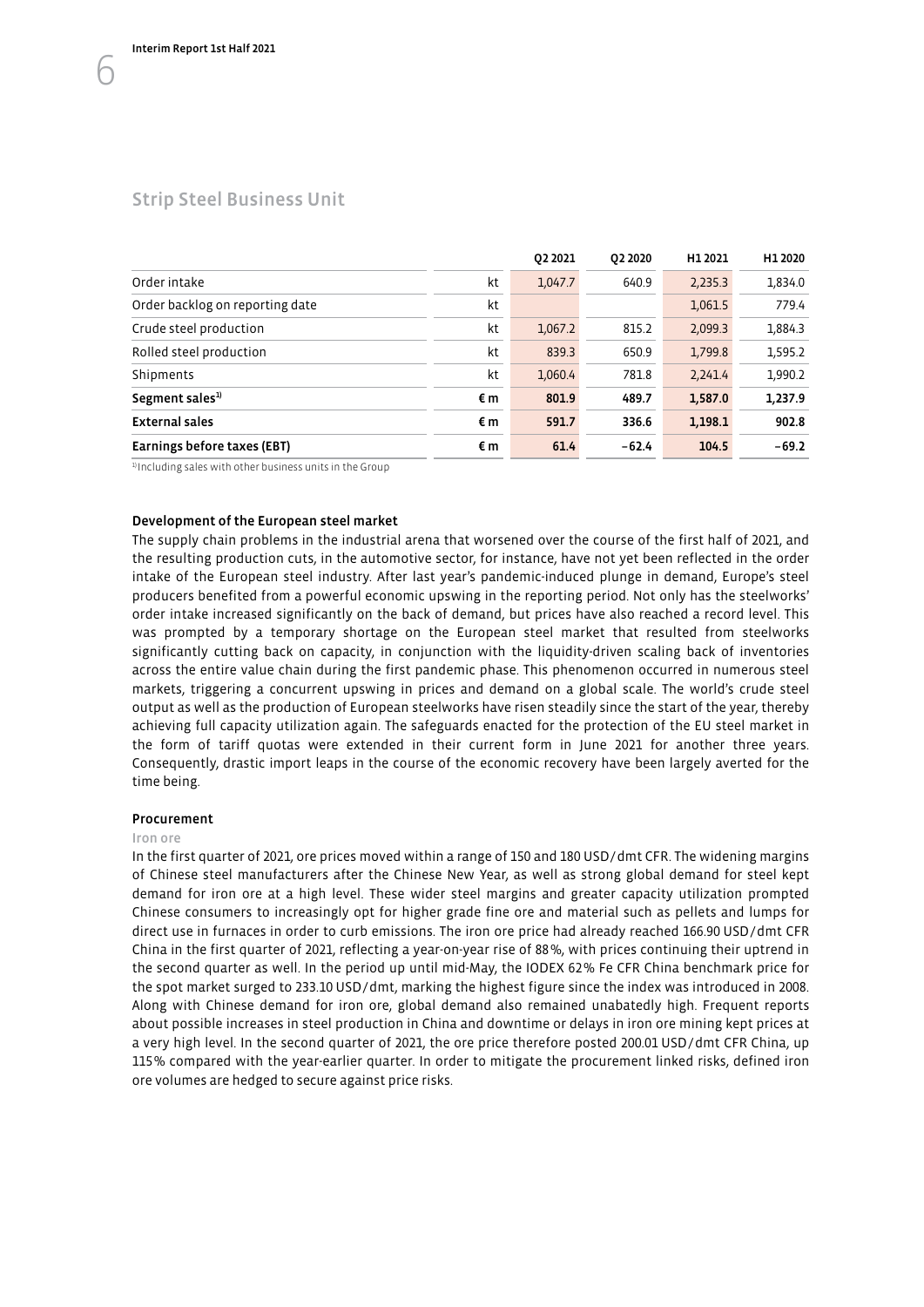## Strip Steel Business Unit

| | | Q2 2021 | Q2 2020 | H1 2021 | H1 2020 |
|---|---|---|---|---|---|
| Order intake | kt | 1,047.7 | 640.9 | 2,235.3 | 1,834.0 |
| Order backlog on reporting date | kt | | | 1,061.5 | 779.4 |
| Crude steel production | kt | 1,067.2 | 815.2 | 2,099.3 | 1,884.3 |
| Rolled steel production | kt | 839.3 | 650.9 | 1,799.8 | 1,595.2 |
| Shipments | kt | 1,060.4 | 781.8 | 2,241.4 | 1,990.2 |
| **Segment sales[1)]** | **€ m** | **801.9** | **489.7** | **1,587.0** | **1,237.9** |
| **External sales** | **€ m** | **591.7** | **336.6** | **1,198.1** | **902.8** |
| **Earnings before taxes (EBT)** | **€ m** | **61.4** | **−62.4** | **104.5** | **−69.2** |

[1)] Including sales with other business units in the Group

### Development of the European steel market

The supply chain problems in the industrial arena that worsened over the course of the first half of 2021, and the resulting production cuts, in the automotive sector, for instance, have not yet been reflected in the order intake of the European steel industry. After last year's pandemic-induced plunge in demand, Europe's steel producers benefited from a powerful economic upswing in the reporting period. Not only has the steelworks' order intake increased significantly on the back of demand, but prices have also reached a record level. This was prompted by a temporary shortage on the European steel market that resulted from steelworks significantly cutting back on capacity, in conjunction with the liquidity-driven scaling back of inventories across the entire value chain during the first pandemic phase. This phenomenon occurred in numerous steel markets, triggering a concurrent upswing in prices and demand on a global scale. The world's crude steel output as well as the production of European steelworks have risen steadily since the start of the year, thereby achieving full capacity utilization again. The safeguards enacted for the protection of the EU steel market in the form of tariff quotas were extended in their current form in June 2021 for another three years. Consequently, drastic import leaps in the course of the economic recovery have been largely averted for the time being.

### Procurement

#### Iron ore

In the first quarter of 2021, ore prices moved within a range of 150 and 180 USD/dmt CFR. The widening margins of Chinese steel manufacturers after the Chinese New Year, as well as strong global demand for steel kept demand for iron ore at a high level. These wider steel margins and greater capacity utilization prompted Chinese consumers to increasingly opt for higher grade fine ore and material such as pellets and lumps for direct use in furnaces in order to curb emissions. The iron ore price had already reached 166.90 USD/dmt CFR China in the first quarter of 2021, reflecting a year-on-year rise of 88%, with prices continuing their uptrend in the second quarter as well. In the period up until mid-May, the IODEX 62% Fe CFR China benchmark price for the spot market surged to 233.10 USD/dmt, marking the highest figure since the index was introduced in 2008. Along with Chinese demand for iron ore, global demand also remained unabatedly high. Frequent reports about possible increases in steel production in China and downtime or delays in iron ore mining kept prices at a very high level. In the second quarter of 2021, the ore price therefore posted 200.01 USD/dmt CFR China, up 115% compared with the year-earlier quarter. In order to mitigate the procurement linked risks, defined iron ore volumes are hedged to secure against price risks.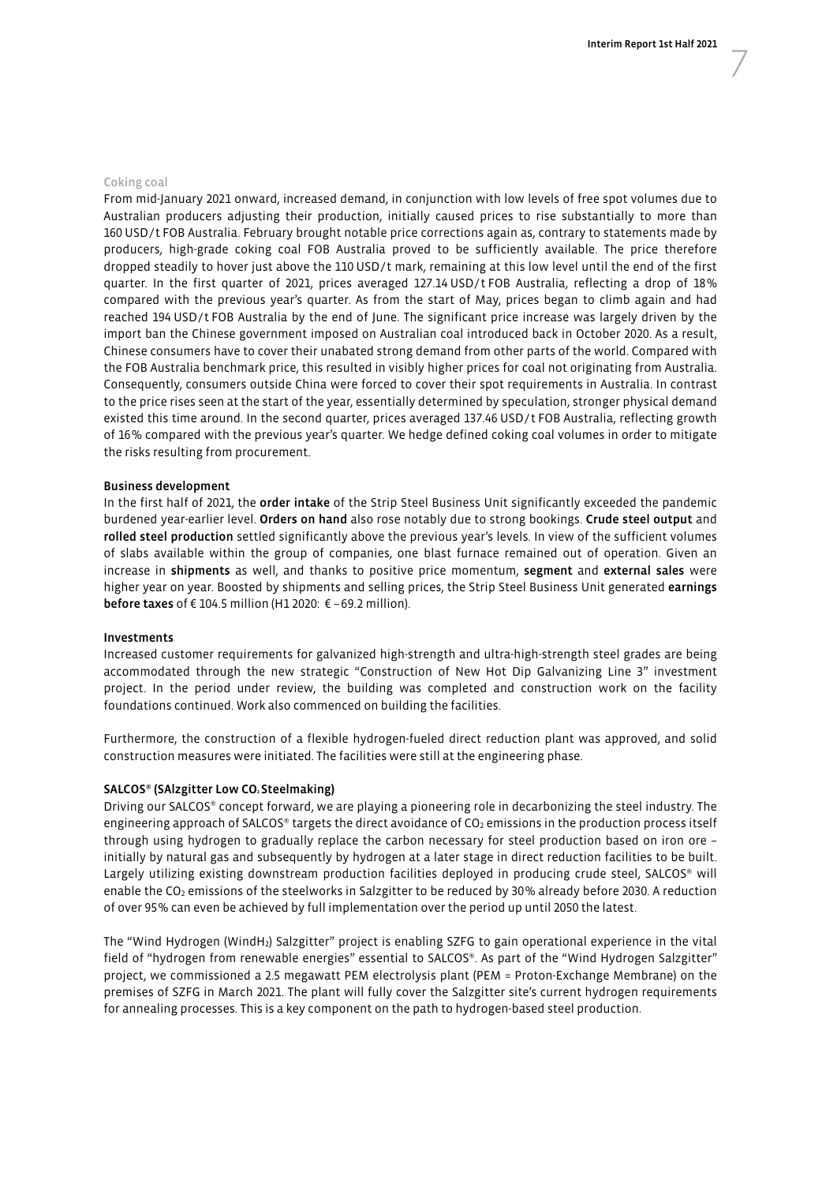#### Coking coal

From mid-January 2021 onward, increased demand, in conjunction with low levels of free spot volumes due to Australian producers adjusting their production, initially caused prices to rise substantially to more than 160 USD/t FOB Australia. February brought notable price corrections again as, contrary to statements made by producers, high-grade coking coal FOB Australia proved to be sufficiently available. The price therefore dropped steadily to hover just above the 110 USD/t mark, remaining at this low level until the end of the first quarter. In the first quarter of 2021, prices averaged 127.14 USD/t FOB Australia, reflecting a drop of 18% compared with the previous year's quarter. As from the start of May, prices began to climb again and had reached 194 USD/t FOB Australia by the end of June. The significant price increase was largely driven by the import ban the Chinese government imposed on Australian coal introduced back in October 2020. As a result, Chinese consumers have to cover their unabated strong demand from other parts of the world. Compared with the FOB Australia benchmark price, this resulted in visibly higher prices for coal not originating from Australia. Consequently, consumers outside China were forced to cover their spot requirements in Australia. In contrast to the price rises seen at the start of the year, essentially determined by speculation, stronger physical demand existed this time around. In the second quarter, prices averaged 137.46 USD/t FOB Australia, reflecting growth of 16% compared with the previous year's quarter. We hedge defined coking coal volumes in order to mitigate the risks resulting from procurement.

#### Business development

In the first half of 2021, the **order intake** of the Strip Steel Business Unit significantly exceeded the pandemic burdened year-earlier level. **Orders on hand** also rose notably due to strong bookings. **Crude steel output** and **rolled steel production** settled significantly above the previous year's levels. In view of the sufficient volumes of slabs available within the group of companies, one blast furnace remained out of operation. Given an increase in **shipments** as well, and thanks to positive price momentum, **segment** and **external sales** were higher year on year. Boosted by shipments and selling prices, the Strip Steel Business Unit generated **earnings before taxes** of € 104.5 million (H1 2020: € –69.2 million).

#### Investments

Increased customer requirements for galvanized high-strength and ultra-high-strength steel grades are being accommodated through the new strategic "Construction of New Hot Dip Galvanizing Line 3" investment project. In the period under review, the building was completed and construction work on the facility foundations continued. Work also commenced on building the facilities.

Furthermore, the construction of a flexible hydrogen-fueled direct reduction plant was approved, and solid construction measures were initiated. The facilities were still at the engineering phase.

#### SALCOS® (SAlzgitter Low $CO_2$ Steelmaking)

Driving our SALCOS® concept forward, we are playing a pioneering role in decarbonizing the steel industry. The engineering approach of SALCOS® targets the direct avoidance of $CO_2$ emissions in the production process itself through using hydrogen to gradually replace the carbon necessary for steel production based on iron ore – initially by natural gas and subsequently by hydrogen at a later stage in direct reduction facilities to be built. Largely utilizing existing downstream production facilities deployed in producing crude steel, SALCOS® will enable the $CO_2$ emissions of the steelworks in Salzgitter to be reduced by 30% already before 2030. A reduction of over 95% can even be achieved by full implementation over the period up until 2050 the latest.

The "Wind Hydrogen (Wind$H_2$) Salzgitter" project is enabling SZFG to gain operational experience in the vital field of "hydrogen from renewable energies" essential to SALCOS®. As part of the "Wind Hydrogen Salzgitter" project, we commissioned a 2.5 megawatt PEM electrolysis plant (PEM = Proton-Exchange Membrane) on the premises of SZFG in March 2021. The plant will fully cover the Salzgitter site's current hydrogen requirements for annealing processes. This is a key component on the path to hydrogen-based steel production.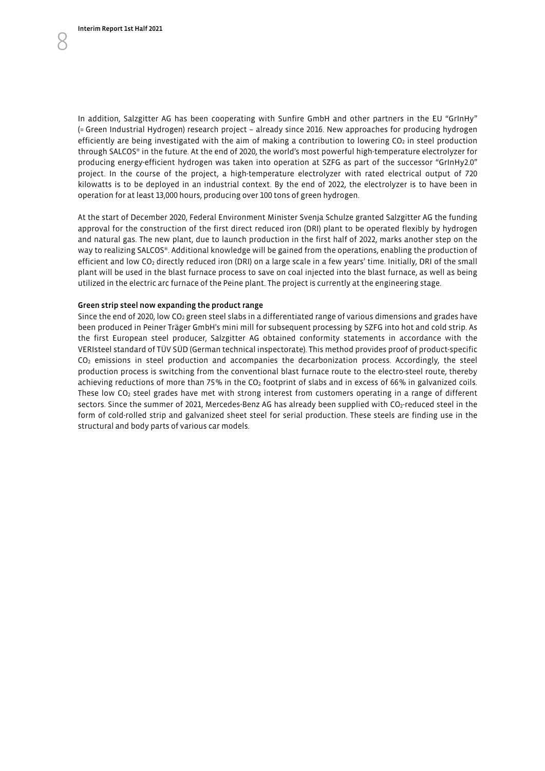In addition, Salzgitter AG has been cooperating with Sunfire GmbH and other partners in the EU "GrInHy" (= Green Industrial Hydrogen) research project – already since 2016. New approaches for producing hydrogen efficiently are being investigated with the aim of making a contribution to lowering $CO_2$ in steel production through SALCOS® in the future. At the end of 2020, the world's most powerful high-temperature electrolyzer for producing energy-efficient hydrogen was taken into operation at SZFG as part of the successor "GrInHy2.0" project. In the course of the project, a high-temperature electrolyzer with rated electrical output of 720 kilowatts is to be deployed in an industrial context. By the end of 2022, the electrolyzer is to have been in operation for at least 13,000 hours, producing over 100 tons of green hydrogen.

At the start of December 2020, Federal Environment Minister Svenja Schulze granted Salzgitter AG the funding approval for the construction of the first direct reduced iron (DRI) plant to be operated flexibly by hydrogen and natural gas. The new plant, due to launch production in the first half of 2022, marks another step on the way to realizing SALCOS®. Additional knowledge will be gained from the operations, enabling the production of efficient and low $CO_2$ directly reduced iron (DRI) on a large scale in a few years' time. Initially, DRI of the small plant will be used in the blast furnace process to save on coal injected into the blast furnace, as well as being utilized in the electric arc furnace of the Peine plant. The project is currently at the engineering stage.

**Green strip steel now expanding the product range**

Since the end of 2020, low $CO_2$ green steel slabs in a differentiated range of various dimensions and grades have been produced in Peiner Träger GmbH's mini mill for subsequent processing by SZFG into hot and cold strip. As the first European steel producer, Salzgitter AG obtained conformity statements in accordance with the VERIsteel standard of TÜV SÜD (German technical inspectorate). This method provides proof of product-specific $CO_2$ emissions in steel production and accompanies the decarbonization process. Accordingly, the steel production process is switching from the conventional blast furnace route to the electro-steel route, thereby achieving reductions of more than 75% in the $CO_2$ footprint of slabs and in excess of 66% in galvanized coils. These low $CO_2$ steel grades have met with strong interest from customers operating in a range of different sectors. Since the summer of 2021, Mercedes-Benz AG has already been supplied with $CO_2$-reduced steel in the form of cold-rolled strip and galvanized sheet steel for serial production. These steels are finding use in the structural and body parts of various car models.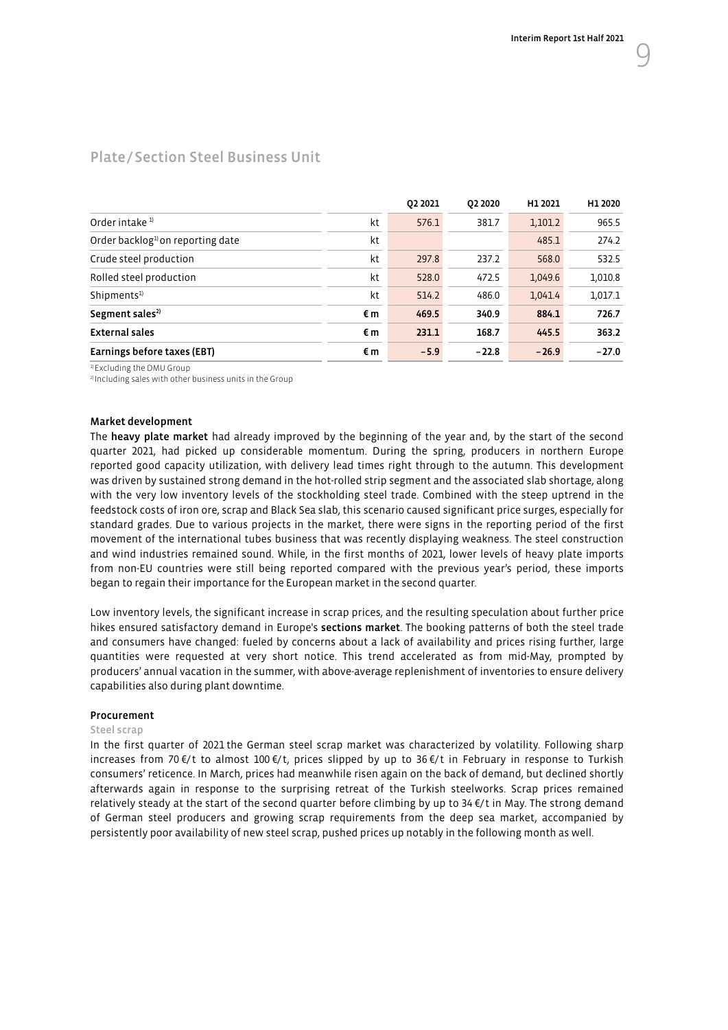## Plate / Section Steel Business Unit

| | | Q2 2021 | Q2 2020 | H1 2021 | H1 2020 |
|---|---|---|---|---|---|
| Order intake [1] | kt | 576.1 | 381.7 | 1,101.2 | 965.5 |
| Order backlog[1] on reporting date | kt | | | 485.1 | 274.2 |
| Crude steel production | kt | 297.8 | 237.2 | 568.0 | 532.5 |
| Rolled steel production | kt | 528.0 | 472.5 | 1,049.6 | 1,010.8 |
| Shipments[1] | kt | 514.2 | 486.0 | 1,041.4 | 1,017.1 |
| **Segment sales[2]** | **€ m** | **469.5** | **340.9** | **884.1** | **726.7** |
| **External sales** | **€ m** | **231.1** | **168.7** | **445.5** | **363.2** |
| **Earnings before taxes (EBT)** | **€ m** | **−5.9** | **−22.8** | **−26.9** | **−27.0** |

[1] Excluding the DMU Group
[2] Including sales with other business units in the Group

### Market development

The **heavy plate market** had already improved by the beginning of the year and, by the start of the second quarter 2021, had picked up considerable momentum. During the spring, producers in northern Europe reported good capacity utilization, with delivery lead times right through to the autumn. This development was driven by sustained strong demand in the hot-rolled strip segment and the associated slab shortage, along with the very low inventory levels of the stockholding steel trade. Combined with the steep uptrend in the feedstock costs of iron ore, scrap and Black Sea slab, this scenario caused significant price surges, especially for standard grades. Due to various projects in the market, there were signs in the reporting period of the first movement of the international tubes business that was recently displaying weakness. The steel construction and wind industries remained sound. While, in the first months of 2021, lower levels of heavy plate imports from non-EU countries were still being reported compared with the previous year's period, these imports began to regain their importance for the European market in the second quarter.

Low inventory levels, the significant increase in scrap prices, and the resulting speculation about further price hikes ensured satisfactory demand in Europe's **sections market**. The booking patterns of both the steel trade and consumers have changed: fueled by concerns about a lack of availability and prices rising further, large quantities were requested at very short notice. This trend accelerated as from mid-May, prompted by producers' annual vacation in the summer, with above-average replenishment of inventories to ensure delivery capabilities also during plant downtime.

### Procurement

#### Steel scrap

In the first quarter of 2021 the German steel scrap market was characterized by volatility. Following sharp increases from 70 €/t to almost 100 €/t, prices slipped by up to 36 €/t in February in response to Turkish consumers' reticence. In March, prices had meanwhile risen again on the back of demand, but declined shortly afterwards again in response to the surprising retreat of the Turkish steelworks. Scrap prices remained relatively steady at the start of the second quarter before climbing by up to 34 €/t in May. The strong demand of German steel producers and growing scrap requirements from the deep sea market, accompanied by persistently poor availability of new steel scrap, pushed prices up notably in the following month as well.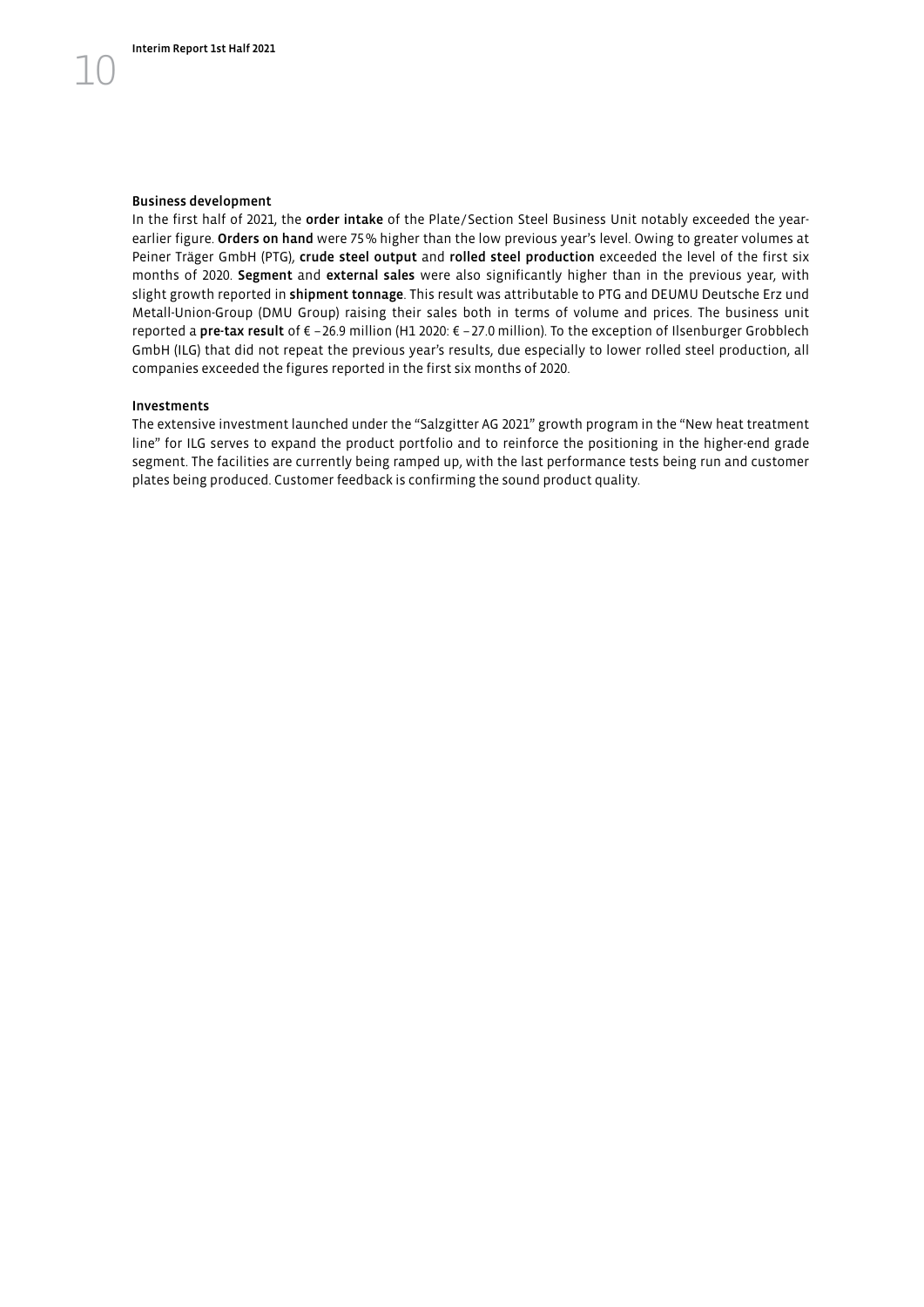#### Business development

In the first half of 2021, the **order intake** of the Plate/Section Steel Business Unit notably exceeded the year-earlier figure. **Orders on hand** were 75% higher than the low previous year's level. Owing to greater volumes at Peiner Träger GmbH (PTG), **crude steel output** and **rolled steel production** exceeded the level of the first six months of 2020. **Segment** and **external sales** were also significantly higher than in the previous year, with slight growth reported in **shipment tonnage**. This result was attributable to PTG and DEUMU Deutsche Erz und Metall-Union-Group (DMU Group) raising their sales both in terms of volume and prices. The business unit reported a **pre-tax result** of € –26.9 million (H1 2020: € –27.0 million). To the exception of Ilsenburger Grobblech GmbH (ILG) that did not repeat the previous year's results, due especially to lower rolled steel production, all companies exceeded the figures reported in the first six months of 2020.

#### Investments

The extensive investment launched under the "Salzgitter AG 2021" growth program in the "New heat treatment line" for ILG serves to expand the product portfolio and to reinforce the positioning in the higher-end grade segment. The facilities are currently being ramped up, with the last performance tests being run and customer plates being produced. Customer feedback is confirming the sound product quality.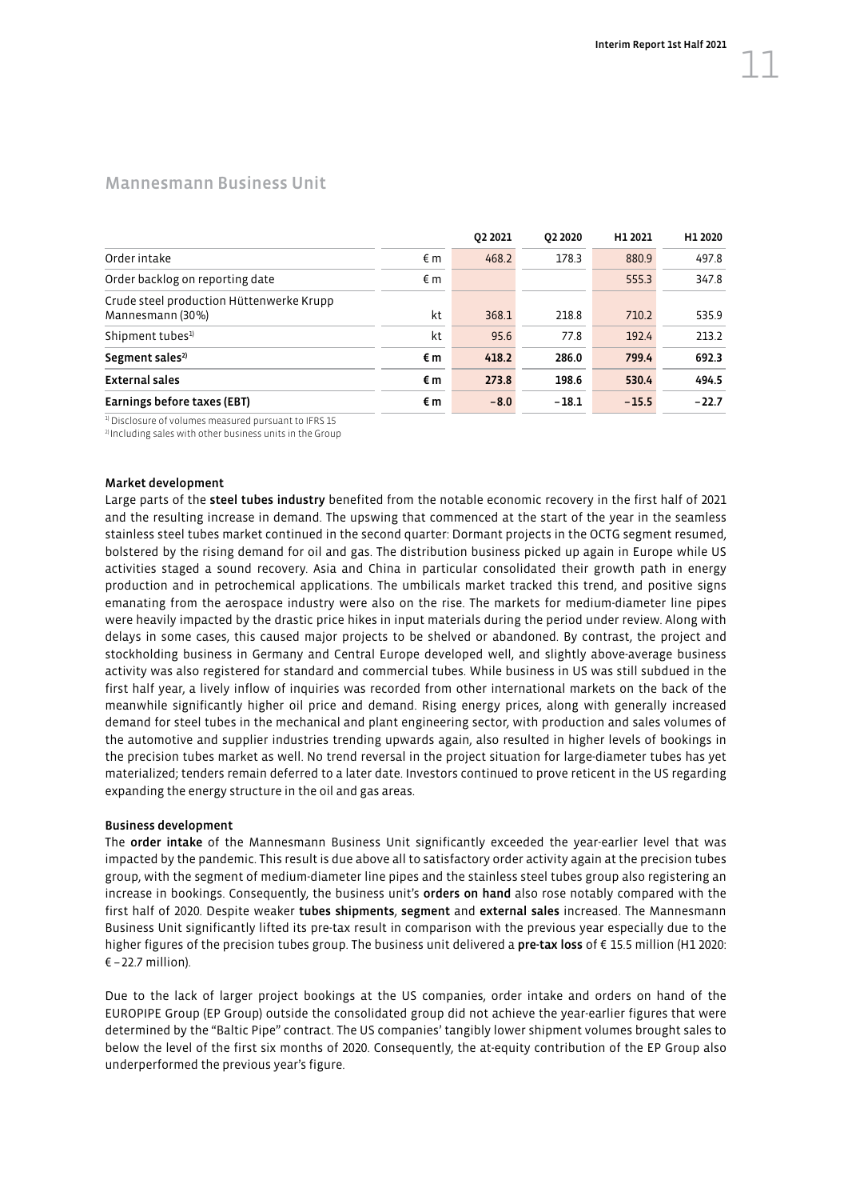## Mannesmann Business Unit

| | | Q2 2021 | Q2 2020 | H1 2021 | H1 2020 |
|---|---|---|---|---|---|
| Order intake | € m | 468.2 | 178.3 | 880.9 | 497.8 |
| Order backlog on reporting date | € m | | | 555.3 | 347.8 |
| Crude steel production Hüttenwerke Krupp Mannesmann (30%) | kt | 368.1 | 218.8 | 710.2 | 535.9 |
| Shipment tubes[1] | kt | 95.6 | 77.8 | 192.4 | 213.2 |
| **Segment sales[2]** | **€ m** | **418.2** | **286.0** | **799.4** | **692.3** |
| **External sales** | **€ m** | **273.8** | **198.6** | **530.4** | **494.5** |
| **Earnings before taxes (EBT)** | **€ m** | **−8.0** | **−18.1** | **−15.5** | **−22.7** |

[1] Disclosure of volumes measured pursuant to IFRS 15

[2] Including sales with other business units in the Group

**Market development**

Large parts of the **steel tubes industry** benefited from the notable economic recovery in the first half of 2021 and the resulting increase in demand. The upswing that commenced at the start of the year in the seamless stainless steel tubes market continued in the second quarter: Dormant projects in the OCTG segment resumed, bolstered by the rising demand for oil and gas. The distribution business picked up again in Europe while US activities staged a sound recovery. Asia and China in particular consolidated their growth path in energy production and in petrochemical applications. The umbilicals market tracked this trend, and positive signs emanating from the aerospace industry were also on the rise. The markets for medium-diameter line pipes were heavily impacted by the drastic price hikes in input materials during the period under review. Along with delays in some cases, this caused major projects to be shelved or abandoned. By contrast, the project and stockholding business in Germany and Central Europe developed well, and slightly above-average business activity was also registered for standard and commercial tubes. While business in US was still subdued in the first half year, a lively inflow of inquiries was recorded from other international markets on the back of the meanwhile significantly higher oil price and demand. Rising energy prices, along with generally increased demand for steel tubes in the mechanical and plant engineering sector, with production and sales volumes of the automotive and supplier industries trending upwards again, also resulted in higher levels of bookings in the precision tubes market as well. No trend reversal in the project situation for large-diameter tubes has yet materialized; tenders remain deferred to a later date. Investors continued to prove reticent in the US regarding expanding the energy structure in the oil and gas areas.

**Business development**

The **order intake** of the Mannesmann Business Unit significantly exceeded the year-earlier level that was impacted by the pandemic. This result is due above all to satisfactory order activity again at the precision tubes group, with the segment of medium-diameter line pipes and the stainless steel tubes group also registering an increase in bookings. Consequently, the business unit's **orders on hand** also rose notably compared with the first half of 2020. Despite weaker **tubes shipments**, **segment** and **external sales** increased. The Mannesmann Business Unit significantly lifted its pre-tax result in comparison with the previous year especially due to the higher figures of the precision tubes group. The business unit delivered a **pre-tax loss** of € 15.5 million (H1 2020: € −22.7 million).

Due to the lack of larger project bookings at the US companies, order intake and orders on hand of the EUROPIPE Group (EP Group) outside the consolidated group did not achieve the year-earlier figures that were determined by the "Baltic Pipe" contract. The US companies' tangibly lower shipment volumes brought sales to below the level of the first six months of 2020. Consequently, the at-equity contribution of the EP Group also underperformed the previous year's figure.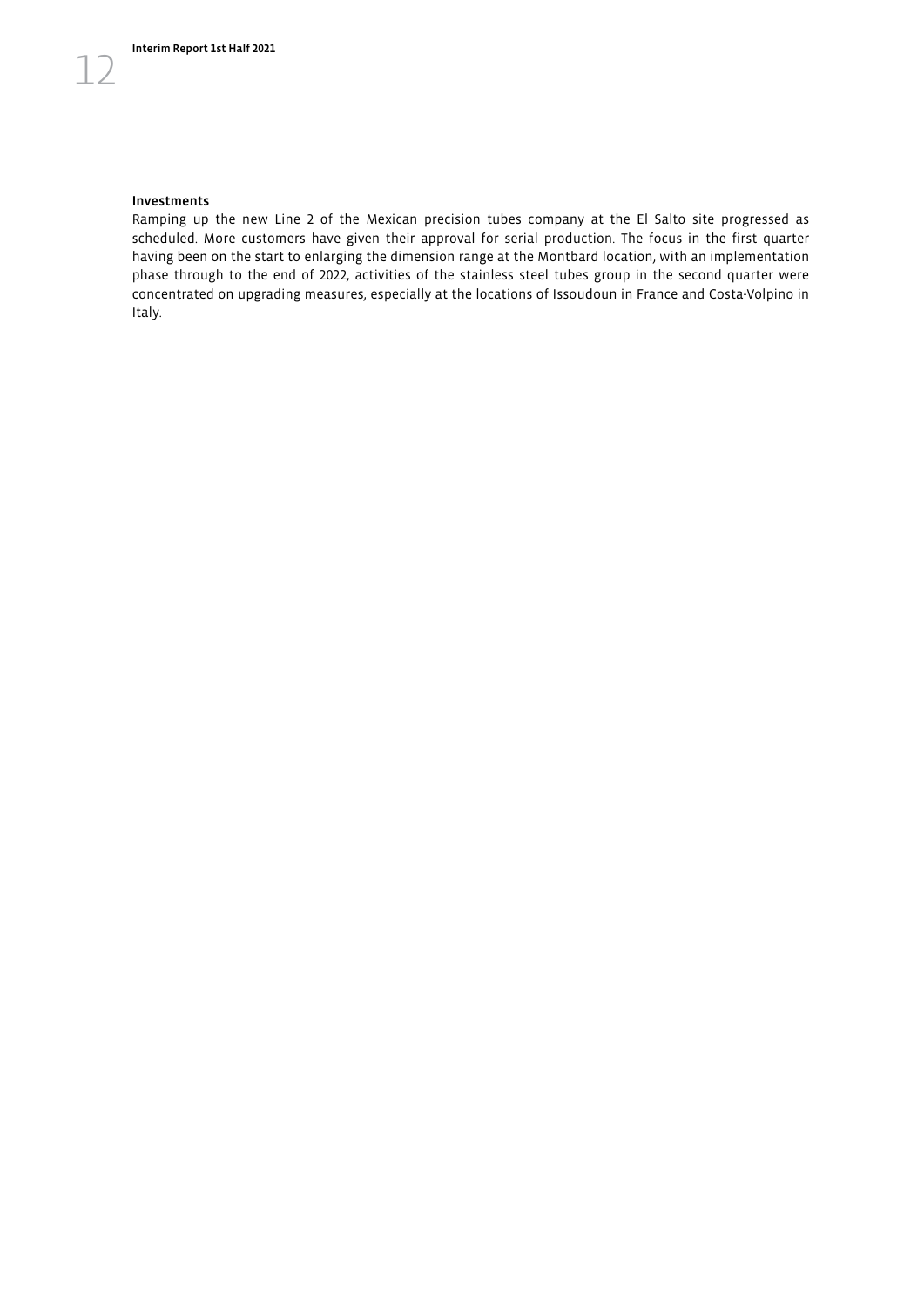### Investments

Ramping up the new Line 2 of the Mexican precision tubes company at the El Salto site progressed as scheduled. More customers have given their approval for serial production. The focus in the first quarter having been on the start to enlarging the dimension range at the Montbard location, with an implementation phase through to the end of 2022, activities of the stainless steel tubes group in the second quarter were concentrated on upgrading measures, especially at the locations of Issoudoun in France and Costa-Volpino in Italy.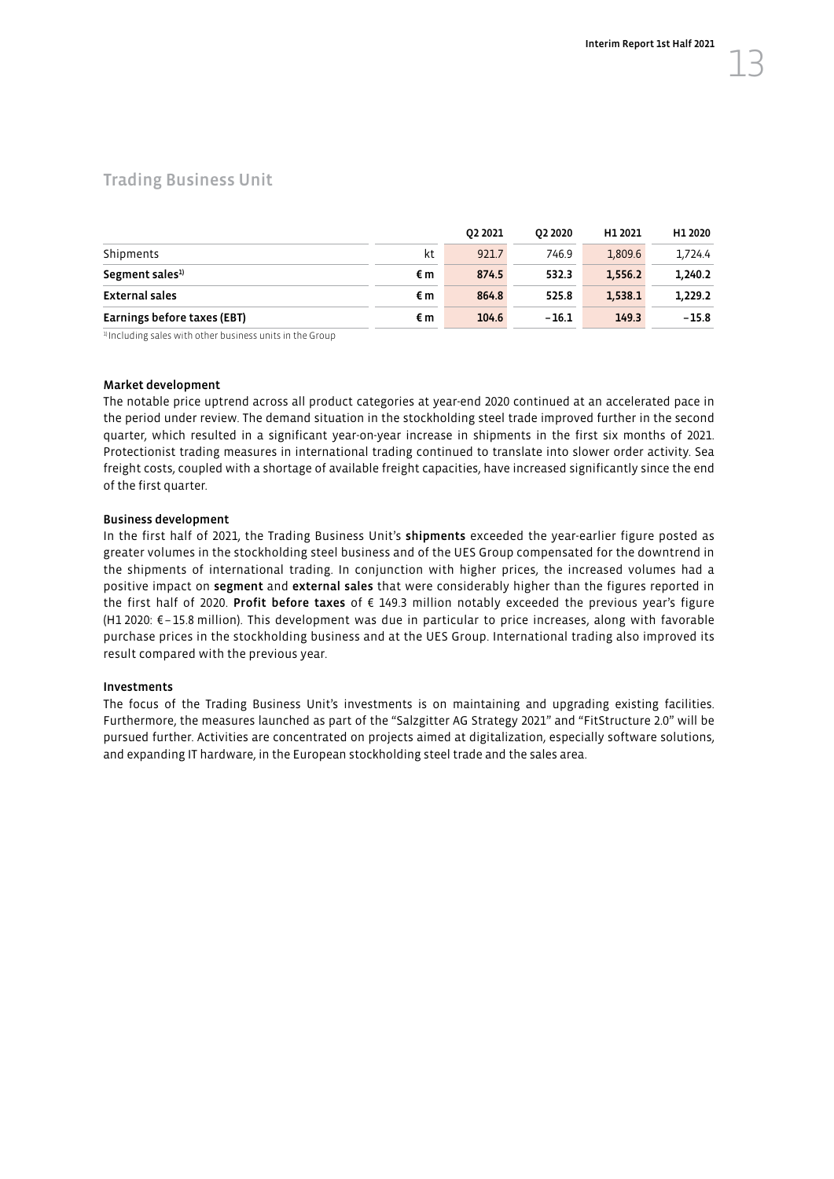## Trading Business Unit

| | | Q2 2021 | Q2 2020 | H1 2021 | H1 2020 |
|---|---|---|---|---|---|
| Shipments | kt | 921.7 | 746.9 | 1,809.6 | 1,724.4 |
| **Segment sales**[1] | **€ m** | **874.5** | **532.3** | **1,556.2** | **1,240.2** |
| **External sales** | **€ m** | **864.8** | **525.8** | **1,538.1** | **1,229.2** |
| **Earnings before taxes (EBT)** | **€ m** | **104.6** | **– 16.1** | **149.3** | **– 15.8** |

[1] Including sales with other business units in the Group

### Market development

The notable price uptrend across all product categories at year-end 2020 continued at an accelerated pace in the period under review. The demand situation in the stockholding steel trade improved further in the second quarter, which resulted in a significant year-on-year increase in shipments in the first six months of 2021. Protectionist trading measures in international trading continued to translate into slower order activity. Sea freight costs, coupled with a shortage of available freight capacities, have increased significantly since the end of the first quarter.

### Business development

In the first half of 2021, the Trading Business Unit's **shipments** exceeded the year-earlier figure posted as greater volumes in the stockholding steel business and of the UES Group compensated for the downtrend in the shipments of international trading. In conjunction with higher prices, the increased volumes had a positive impact on **segment** and **external sales** that were considerably higher than the figures reported in the first half of 2020. **Profit before taxes** of € 149.3 million notably exceeded the previous year's figure (H1 2020: € – 15.8 million). This development was due in particular to price increases, along with favorable purchase prices in the stockholding business and at the UES Group. International trading also improved its result compared with the previous year.

### Investments

The focus of the Trading Business Unit's investments is on maintaining and upgrading existing facilities. Furthermore, the measures launched as part of the "Salzgitter AG Strategy 2021" and "FitStructure 2.0" will be pursued further. Activities are concentrated on projects aimed at digitalization, especially software solutions, and expanding IT hardware, in the European stockholding steel trade and the sales area.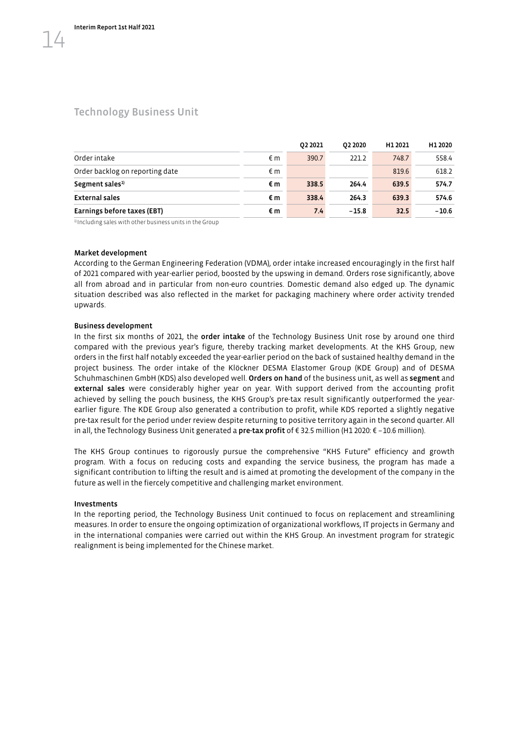## Technology Business Unit

| | | Q2 2021 | Q2 2020 | H1 2021 | H1 2020 |
|---|---|---|---|---|---|
| Order intake | € m | 390.7 | 221.2 | 748.7 | 558.4 |
| Order backlog on reporting date | € m | | | 819.6 | 618.2 |
| **Segment sales[1)]** | **€ m** | **338.5** | **264.4** | **639.5** | **574.7** |
| **External sales** | **€ m** | **338.4** | **264.3** | **639.3** | **574.6** |
| **Earnings before taxes (EBT)** | **€ m** | **7.4** | **−15.8** | **32.5** | **−10.6** |

[1)] Including sales with other business units in the Group

### Market development

According to the German Engineering Federation (VDMA), order intake increased encouragingly in the first half of 2021 compared with year-earlier period, boosted by the upswing in demand. Orders rose significantly, above all from abroad and in particular from non-euro countries. Domestic demand also edged up. The dynamic situation described was also reflected in the market for packaging machinery where order activity trended upwards.

### Business development

In the first six months of 2021, the **order intake** of the Technology Business Unit rose by around one third compared with the previous year's figure, thereby tracking market developments. At the KHS Group, new orders in the first half notably exceeded the year-earlier period on the back of sustained healthy demand in the project business. The order intake of the Klöckner DESMA Elastomer Group (KDE Group) and of DESMA Schuhmaschinen GmbH (KDS) also developed well. **Orders on hand** of the business unit, as well as **segment** and **external sales** were considerably higher year on year. With support derived from the accounting profit achieved by selling the pouch business, the KHS Group's pre-tax result significantly outperformed the year-earlier figure. The KDE Group also generated a contribution to profit, while KDS reported a slightly negative pre-tax result for the period under review despite returning to positive territory again in the second quarter. All in all, the Technology Business Unit generated a **pre-tax profit** of € 32.5 million (H1 2020: € −10.6 million).

The KHS Group continues to rigorously pursue the comprehensive "KHS Future" efficiency and growth program. With a focus on reducing costs and expanding the service business, the program has made a significant contribution to lifting the result and is aimed at promoting the development of the company in the future as well in the fiercely competitive and challenging market environment.

### Investments

In the reporting period, the Technology Business Unit continued to focus on replacement and streamlining measures. In order to ensure the ongoing optimization of organizational workflows, IT projects in Germany and in the international companies were carried out within the KHS Group. An investment program for strategic realignment is being implemented for the Chinese market.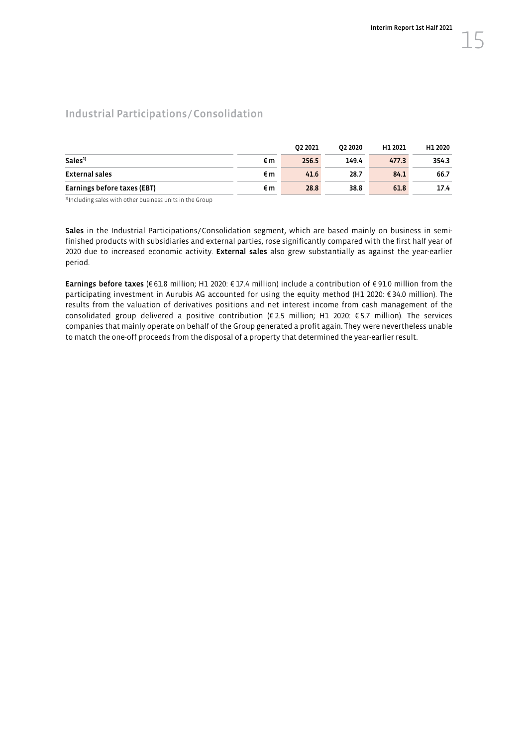## Industrial Participations / Consolidation

| | | Q2 2021 | Q2 2020 | H1 2021 | H1 2020 |
|---|---|---|---|---|---|
| Sales[1] | € m | 256.5 | 149.4 | 477.3 | 354.3 |
| External sales | € m | 41.6 | 28.7 | 84.1 | 66.7 |
| Earnings before taxes (EBT) | € m | 28.8 | 38.8 | 61.8 | 17.4 |

[1] Including sales with other business units in the Group

**Sales** in the Industrial Participations / Consolidation segment, which are based mainly on business in semi-finished products with subsidiaries and external parties, rose significantly compared with the first half year of 2020 due to increased economic activity. **External sales** also grew substantially as against the year-earlier period.

**Earnings before taxes** (€ 61.8 million; H1 2020: € 17.4 million) include a contribution of € 91.0 million from the participating investment in Aurubis AG accounted for using the equity method (H1 2020: € 34.0 million). The results from the valuation of derivatives positions and net interest income from cash management of the consolidated group delivered a positive contribution (€ 2.5 million; H1 2020: € 5.7 million). The services companies that mainly operate on behalf of the Group generated a profit again. They were nevertheless unable to match the one-off proceeds from the disposal of a property that determined the year-earlier result.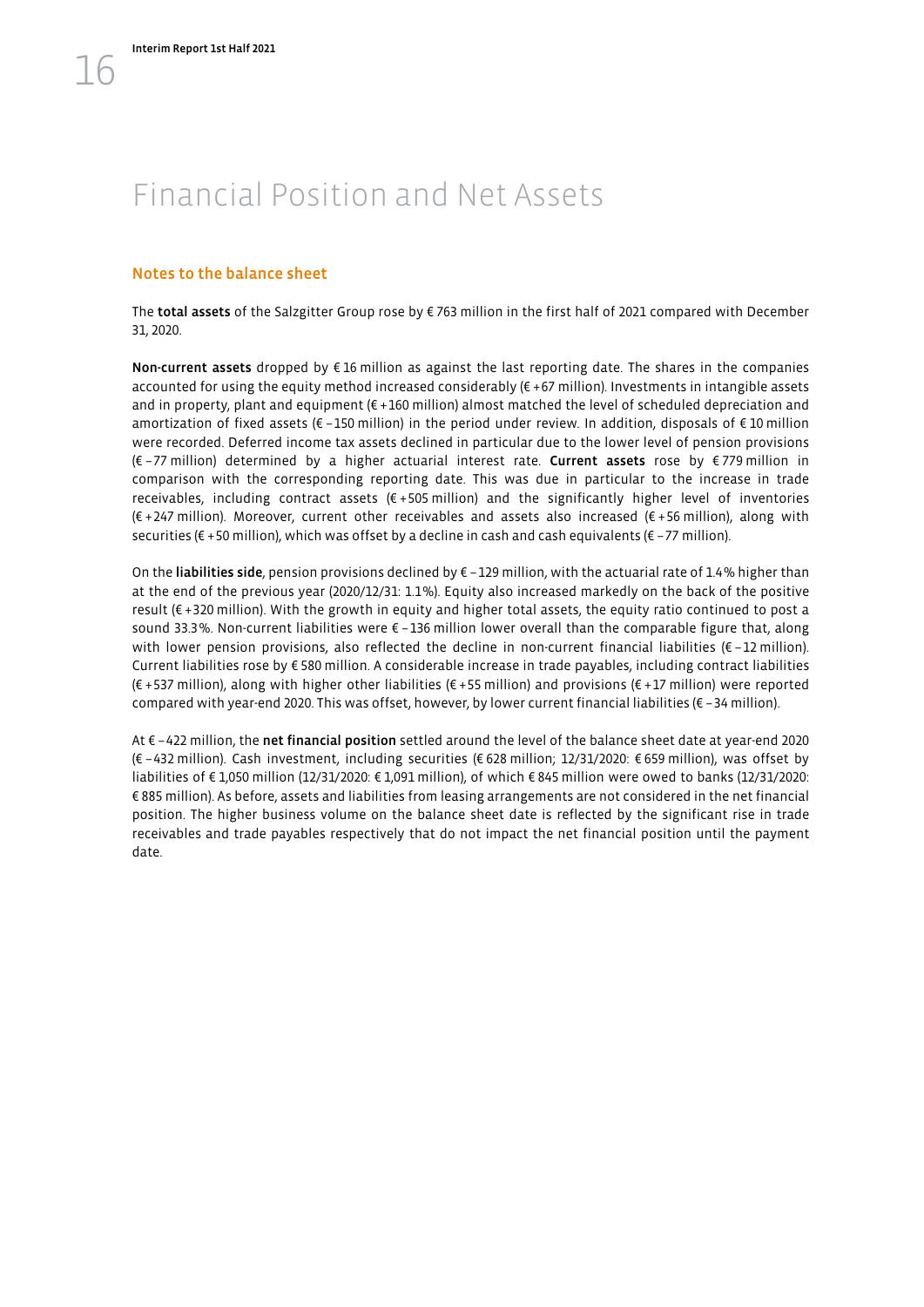# Financial Position and Net Assets

## Notes to the balance sheet

The **total assets** of the Salzgitter Group rose by € 763 million in the first half of 2021 compared with December 31, 2020.

**Non-current assets** dropped by € 16 million as against the last reporting date. The shares in the companies accounted for using the equity method increased considerably (€ +67 million). Investments in intangible assets and in property, plant and equipment (€ +160 million) almost matched the level of scheduled depreciation and amortization of fixed assets (€ –150 million) in the period under review. In addition, disposals of € 10 million were recorded. Deferred income tax assets declined in particular due to the lower level of pension provisions (€ –77 million) determined by a higher actuarial interest rate. **Current assets** rose by € 779 million in comparison with the corresponding reporting date. This was due in particular to the increase in trade receivables, including contract assets (€ +505 million) and the significantly higher level of inventories (€ +247 million). Moreover, current other receivables and assets also increased (€ +56 million), along with securities (€ +50 million), which was offset by a decline in cash and cash equivalents (€ –77 million).

On the **liabilities side**, pension provisions declined by € –129 million, with the actuarial rate of 1.4% higher than at the end of the previous year (2020/12/31: 1.1%). Equity also increased markedly on the back of the positive result (€ +320 million). With the growth in equity and higher total assets, the equity ratio continued to post a sound 33.3%. Non-current liabilities were € –136 million lower overall than the comparable figure that, along with lower pension provisions, also reflected the decline in non-current financial liabilities (€ –12 million). Current liabilities rose by € 580 million. A considerable increase in trade payables, including contract liabilities (€ +537 million), along with higher other liabilities (€ +55 million) and provisions (€ +17 million) were reported compared with year-end 2020. This was offset, however, by lower current financial liabilities (€ –34 million).

At € –422 million, the **net financial position** settled around the level of the balance sheet date at year-end 2020 (€ –432 million). Cash investment, including securities (€ 628 million; 12/31/2020: € 659 million), was offset by liabilities of € 1,050 million (12/31/2020: € 1,091 million), of which € 845 million were owed to banks (12/31/2020: € 885 million). As before, assets and liabilities from leasing arrangements are not considered in the net financial position. The higher business volume on the balance sheet date is reflected by the significant rise in trade receivables and trade payables respectively that do not impact the net financial position until the payment date.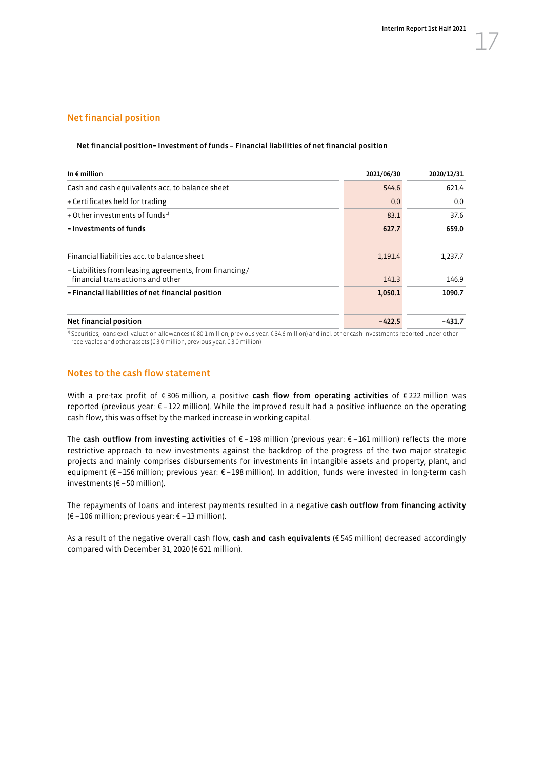## Net financial position

**Net financial position= Investment of funds – Financial liabilities of net financial position**

| In € million | 2021/06/30 | 2020/12/31 |
|---|---|---|
| Cash and cash equivalents acc. to balance sheet | 544.6 | 621.4 |
| + Certificates held for trading | 0.0 | 0.0 |
| + Other investments of funds[1] | 83.1 | 37.6 |
| **= Investments of funds** | **627.7** | **659.0** |
| | | |
| Financial liabilities acc. to balance sheet | 1,191.4 | 1,237.7 |
| – Liabilities from leasing agreements, from financing/ financial transactions and other | 141.3 | 146.9 |
| **= Financial liabilities of net financial position** | **1,050.1** | **1090.7** |
| | | |
| **Net financial position** | **–422.5** | **–431.7** |

[1] Securities, loans excl. valuation allowances (€ 80.1 million; previous year: € 34.6 million) and incl. other cash investments reported under other receivables and other assets (€ 3.0 million; previous year: € 3.0 million)

## Notes to the cash flow statement

With a pre-tax profit of € 306 million, a positive **cash flow from operating activities** of € 222 million was reported (previous year: € –122 million). While the improved result had a positive influence on the operating cash flow, this was offset by the marked increase in working capital.

The **cash outflow from investing activities** of € –198 million (previous year: € –161 million) reflects the more restrictive approach to new investments against the backdrop of the progress of the two major strategic projects and mainly comprises disbursements for investments in intangible assets and property, plant, and equipment (€ –156 million; previous year: € –198 million). In addition, funds were invested in long-term cash investments (€ –50 million).

The repayments of loans and interest payments resulted in a negative **cash outflow from financing activity** (€ –106 million; previous year: € –13 million).

As a result of the negative overall cash flow, **cash and cash equivalents** (€ 545 million) decreased accordingly compared with December 31, 2020 (€ 621 million).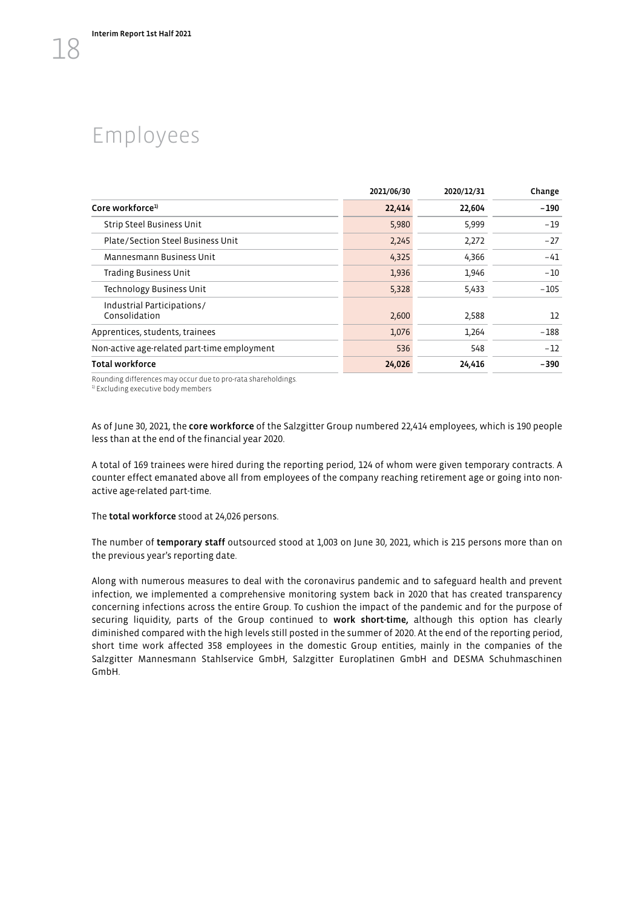# Employees

| | 2021/06/30 | 2020/12/31 | Change |
|---|---|---|---|
| **Core workforce[1]** | **22,414** | **22,604** | **−190** |
| Strip Steel Business Unit | 5,980 | 5,999 | −19 |
| Plate/Section Steel Business Unit | 2,245 | 2,272 | −27 |
| Mannesmann Business Unit | 4,325 | 4,366 | −41 |
| Trading Business Unit | 1,936 | 1,946 | −10 |
| Technology Business Unit | 5,328 | 5,433 | −105 |
| Industrial Participations/ Consolidation | 2,600 | 2,588 | 12 |
| Apprentices, students, trainees | 1,076 | 1,264 | −188 |
| Non-active age-related part-time employment | 536 | 548 | −12 |
| **Total workforce** | **24,026** | **24,416** | **−390** |

Rounding differences may occur due to pro-rata shareholdings.
[1] Excluding executive body members

As of June 30, 2021, the **core workforce** of the Salzgitter Group numbered 22,414 employees, which is 190 people less than at the end of the financial year 2020.

A total of 169 trainees were hired during the reporting period, 124 of whom were given temporary contracts. A counter effect emanated above all from employees of the company reaching retirement age or going into non-active age-related part-time.

The **total workforce** stood at 24,026 persons.

The number of **temporary staff** outsourced stood at 1,003 on June 30, 2021, which is 215 persons more than on the previous year's reporting date.

Along with numerous measures to deal with the coronavirus pandemic and to safeguard health and prevent infection, we implemented a comprehensive monitoring system back in 2020 that has created transparency concerning infections across the entire Group. To cushion the impact of the pandemic and for the purpose of securing liquidity, parts of the Group continued to **work short-time,** although this option has clearly diminished compared with the high levels still posted in the summer of 2020. At the end of the reporting period, short time work affected 358 employees in the domestic Group entities, mainly in the companies of the Salzgitter Mannesmann Stahlservice GmbH, Salzgitter Europlatinen GmbH and DESMA Schuhmaschinen GmbH.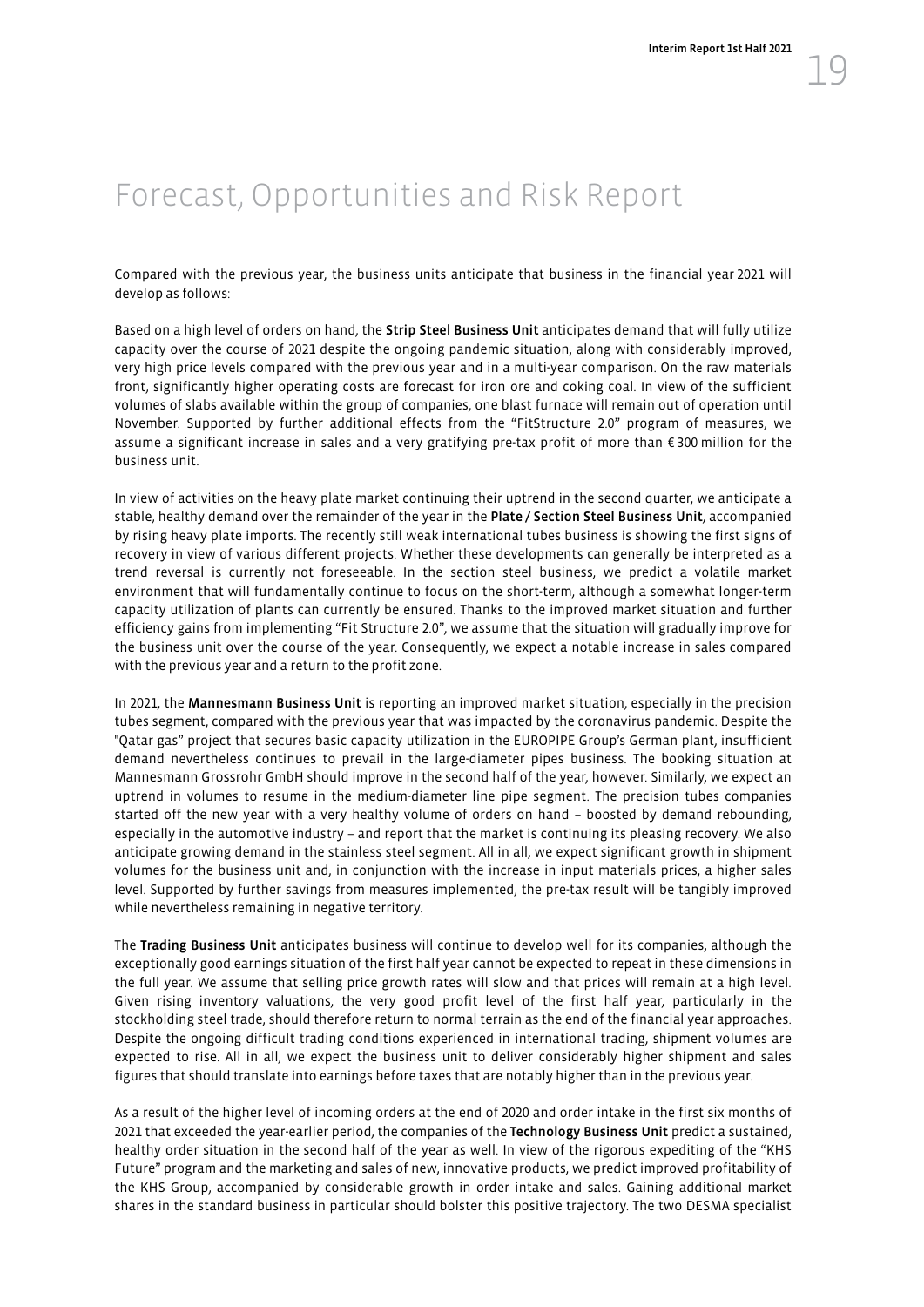# Forecast, Opportunities and Risk Report

Compared with the previous year, the business units anticipate that business in the financial year 2021 will develop as follows:

Based on a high level of orders on hand, the **Strip Steel Business Unit** anticipates demand that will fully utilize capacity over the course of 2021 despite the ongoing pandemic situation, along with considerably improved, very high price levels compared with the previous year and in a multi-year comparison. On the raw materials front, significantly higher operating costs are forecast for iron ore and coking coal. In view of the sufficient volumes of slabs available within the group of companies, one blast furnace will remain out of operation until November. Supported by further additional effects from the "FitStructure 2.0" program of measures, we assume a significant increase in sales and a very gratifying pre-tax profit of more than € 300 million for the business unit.

In view of activities on the heavy plate market continuing their uptrend in the second quarter, we anticipate a stable, healthy demand over the remainder of the year in the **Plate / Section Steel Business Unit**, accompanied by rising heavy plate imports. The recently still weak international tubes business is showing the first signs of recovery in view of various different projects. Whether these developments can generally be interpreted as a trend reversal is currently not foreseeable. In the section steel business, we predict a volatile market environment that will fundamentally continue to focus on the short-term, although a somewhat longer-term capacity utilization of plants can currently be ensured. Thanks to the improved market situation and further efficiency gains from implementing "Fit Structure 2.0", we assume that the situation will gradually improve for the business unit over the course of the year. Consequently, we expect a notable increase in sales compared with the previous year and a return to the profit zone.

In 2021, the **Mannesmann Business Unit** is reporting an improved market situation, especially in the precision tubes segment, compared with the previous year that was impacted by the coronavirus pandemic. Despite the "Qatar gas" project that secures basic capacity utilization in the EUROPIPE Group's German plant, insufficient demand nevertheless continues to prevail in the large-diameter pipes business. The booking situation at Mannesmann Grossrohr GmbH should improve in the second half of the year, however. Similarly, we expect an uptrend in volumes to resume in the medium-diameter line pipe segment. The precision tubes companies started off the new year with a very healthy volume of orders on hand – boosted by demand rebounding, especially in the automotive industry – and report that the market is continuing its pleasing recovery. We also anticipate growing demand in the stainless steel segment. All in all, we expect significant growth in shipment volumes for the business unit and, in conjunction with the increase in input materials prices, a higher sales level. Supported by further savings from measures implemented, the pre-tax result will be tangibly improved while nevertheless remaining in negative territory.

The **Trading Business Unit** anticipates business will continue to develop well for its companies, although the exceptionally good earnings situation of the first half year cannot be expected to repeat in these dimensions in the full year. We assume that selling price growth rates will slow and that prices will remain at a high level. Given rising inventory valuations, the very good profit level of the first half year, particularly in the stockholding steel trade, should therefore return to normal terrain as the end of the financial year approaches. Despite the ongoing difficult trading conditions experienced in international trading, shipment volumes are expected to rise. All in all, we expect the business unit to deliver considerably higher shipment and sales figures that should translate into earnings before taxes that are notably higher than in the previous year.

As a result of the higher level of incoming orders at the end of 2020 and order intake in the first six months of 2021 that exceeded the year-earlier period, the companies of the **Technology Business Unit** predict a sustained, healthy order situation in the second half of the year as well. In view of the rigorous expediting of the "KHS Future" program and the marketing and sales of new, innovative products, we predict improved profitability of the KHS Group, accompanied by considerable growth in order intake and sales. Gaining additional market shares in the standard business in particular should bolster this positive trajectory. The two DESMA specialist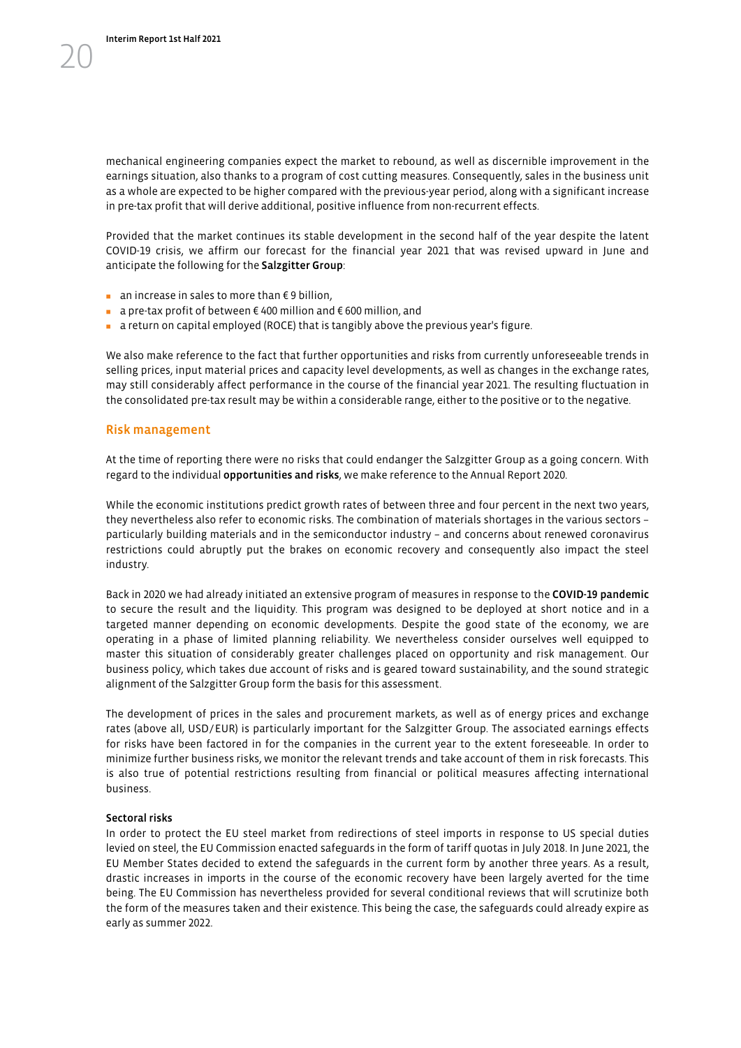mechanical engineering companies expect the market to rebound, as well as discernible improvement in the earnings situation, also thanks to a program of cost cutting measures. Consequently, sales in the business unit as a whole are expected to be higher compared with the previous-year period, along with a significant increase in pre-tax profit that will derive additional, positive influence from non-recurrent effects.

Provided that the market continues its stable development in the second half of the year despite the latent COVID-19 crisis, we affirm our forecast for the financial year 2021 that was revised upward in June and anticipate the following for the **Salzgitter Group**:

- an increase in sales to more than € 9 billion,
- a pre-tax profit of between € 400 million and € 600 million, and
- a return on capital employed (ROCE) that is tangibly above the previous year's figure.

We also make reference to the fact that further opportunities and risks from currently unforeseeable trends in selling prices, input material prices and capacity level developments, as well as changes in the exchange rates, may still considerably affect performance in the course of the financial year 2021. The resulting fluctuation in the consolidated pre-tax result may be within a considerable range, either to the positive or to the negative.

## Risk management

At the time of reporting there were no risks that could endanger the Salzgitter Group as a going concern. With regard to the individual **opportunities and risks**, we make reference to the Annual Report 2020.

While the economic institutions predict growth rates of between three and four percent in the next two years, they nevertheless also refer to economic risks. The combination of materials shortages in the various sectors – particularly building materials and in the semiconductor industry – and concerns about renewed coronavirus restrictions could abruptly put the brakes on economic recovery and consequently also impact the steel industry.

Back in 2020 we had already initiated an extensive program of measures in response to the **COVID-19 pandemic** to secure the result and the liquidity. This program was designed to be deployed at short notice and in a targeted manner depending on economic developments. Despite the good state of the economy, we are operating in a phase of limited planning reliability. We nevertheless consider ourselves well equipped to master this situation of considerably greater challenges placed on opportunity and risk management. Our business policy, which takes due account of risks and is geared toward sustainability, and the sound strategic alignment of the Salzgitter Group form the basis for this assessment.

The development of prices in the sales and procurement markets, as well as of energy prices and exchange rates (above all, USD/EUR) is particularly important for the Salzgitter Group. The associated earnings effects for risks have been factored in for the companies in the current year to the extent foreseeable. In order to minimize further business risks, we monitor the relevant trends and take account of them in risk forecasts. This is also true of potential restrictions resulting from financial or political measures affecting international business.

**Sectoral risks**

In order to protect the EU steel market from redirections of steel imports in response to US special duties levied on steel, the EU Commission enacted safeguards in the form of tariff quotas in July 2018. In June 2021, the EU Member States decided to extend the safeguards in the current form by another three years. As a result, drastic increases in imports in the course of the economic recovery have been largely averted for the time being. The EU Commission has nevertheless provided for several conditional reviews that will scrutinize both the form of the measures taken and their existence. This being the case, the safeguards could already expire as early as summer 2022.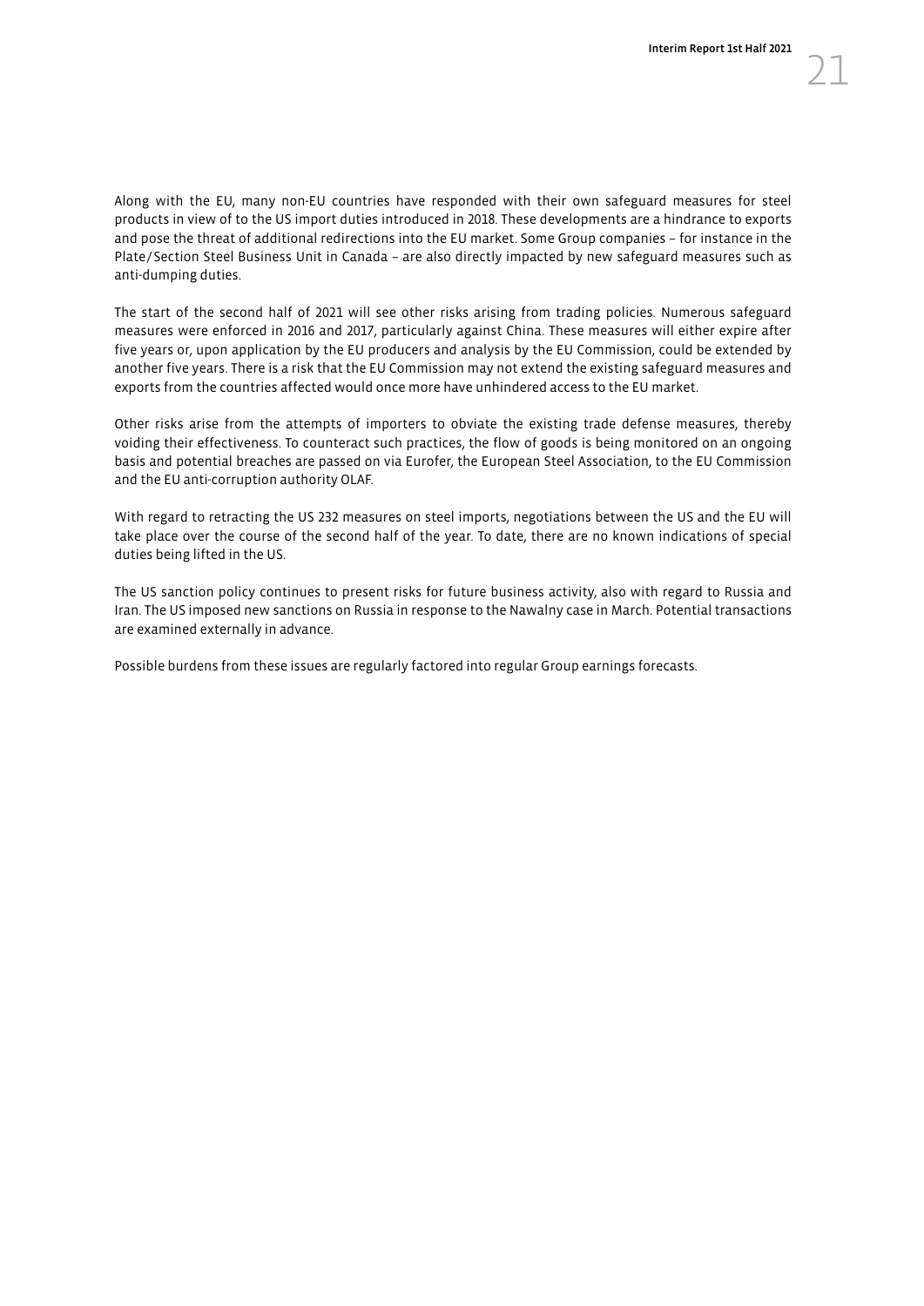Along with the EU, many non-EU countries have responded with their own safeguard measures for steel products in view of to the US import duties introduced in 2018. These developments are a hindrance to exports and pose the threat of additional redirections into the EU market. Some Group companies – for instance in the Plate/Section Steel Business Unit in Canada – are also directly impacted by new safeguard measures such as anti-dumping duties.

The start of the second half of 2021 will see other risks arising from trading policies. Numerous safeguard measures were enforced in 2016 and 2017, particularly against China. These measures will either expire after five years or, upon application by the EU producers and analysis by the EU Commission, could be extended by another five years. There is a risk that the EU Commission may not extend the existing safeguard measures and exports from the countries affected would once more have unhindered access to the EU market.

Other risks arise from the attempts of importers to obviate the existing trade defense measures, thereby voiding their effectiveness. To counteract such practices, the flow of goods is being monitored on an ongoing basis and potential breaches are passed on via Eurofer, the European Steel Association, to the EU Commission and the EU anti-corruption authority OLAF.

With regard to retracting the US 232 measures on steel imports, negotiations between the US and the EU will take place over the course of the second half of the year. To date, there are no known indications of special duties being lifted in the US.

The US sanction policy continues to present risks for future business activity, also with regard to Russia and Iran. The US imposed new sanctions on Russia in response to the Nawalny case in March. Potential transactions are examined externally in advance.

Possible burdens from these issues are regularly factored into regular Group earnings forecasts.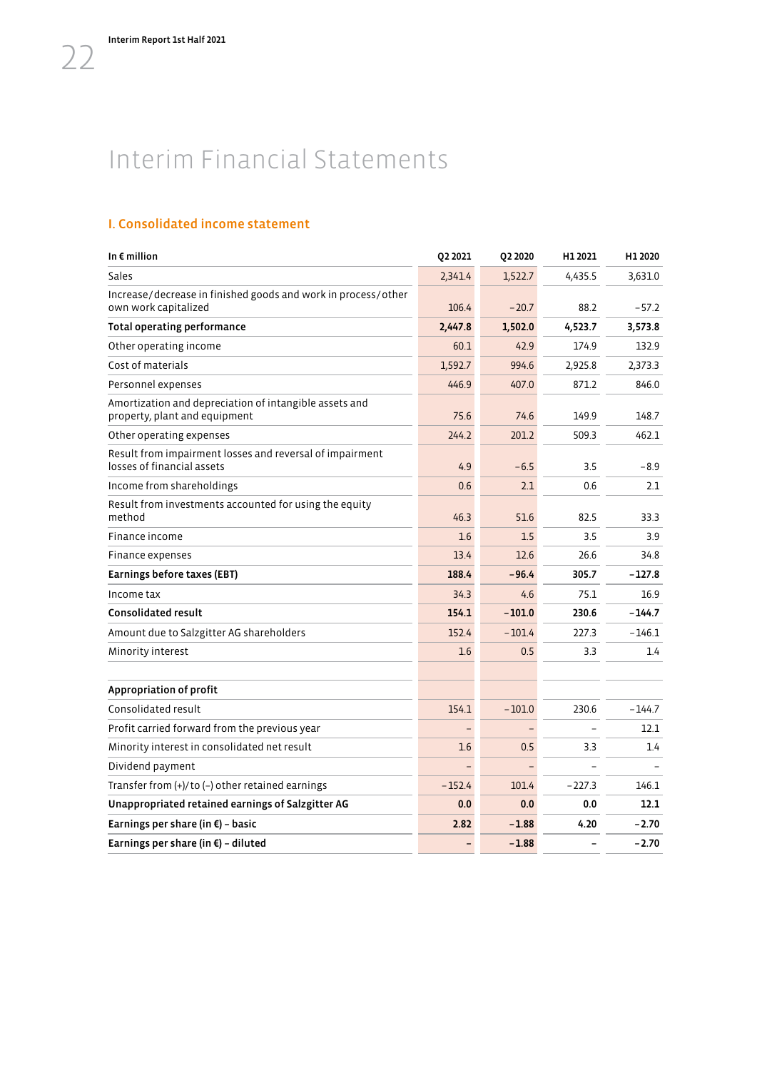# Interim Financial Statements

## I. Consolidated income statement

| In € million | Q2 2021 | Q2 2020 | H1 2021 | H1 2020 |
|---|---|---|---|---|
| Sales | 2,341.4 | 1,522.7 | 4,435.5 | 3,631.0 |
| Increase/decrease in finished goods and work in process/other own work capitalized | 106.4 | −20.7 | 88.2 | −57.2 |
| **Total operating performance** | **2,447.8** | **1,502.0** | **4,523.7** | **3,573.8** |
| Other operating income | 60.1 | 42.9 | 174.9 | 132.9 |
| Cost of materials | 1,592.7 | 994.6 | 2,925.8 | 2,373.3 |
| Personnel expenses | 446.9 | 407.0 | 871.2 | 846.0 |
| Amortization and depreciation of intangible assets and property, plant and equipment | 75.6 | 74.6 | 149.9 | 148.7 |
| Other operating expenses | 244.2 | 201.2 | 509.3 | 462.1 |
| Result from impairment losses and reversal of impairment losses of financial assets | 4.9 | −6.5 | 3.5 | −8.9 |
| Income from shareholdings | 0.6 | 2.1 | 0.6 | 2.1 |
| Result from investments accounted for using the equity method | 46.3 | 51.6 | 82.5 | 33.3 |
| Finance income | 1.6 | 1.5 | 3.5 | 3.9 |
| Finance expenses | 13.4 | 12.6 | 26.6 | 34.8 |
| **Earnings before taxes (EBT)** | **188.4** | **−96.4** | **305.7** | **−127.8** |
| Income tax | 34.3 | 4.6 | 75.1 | 16.9 |
| **Consolidated result** | **154.1** | **−101.0** | **230.6** | **−144.7** |
| Amount due to Salzgitter AG shareholders | 152.4 | −101.4 | 227.3 | −146.1 |
| Minority interest | 1.6 | 0.5 | 3.3 | 1.4 |
| | | | | |
| **Appropriation of profit** | | | | |
| Consolidated result | 154.1 | −101.0 | 230.6 | −144.7 |
| Profit carried forward from the previous year | – | – | – | 12.1 |
| Minority interest in consolidated net result | 1.6 | 0.5 | 3.3 | 1.4 |
| Dividend payment | – | – | – | – |
| Transfer from (+)/to (–) other retained earnings | −152.4 | 101.4 | −227.3 | 146.1 |
| **Unappropriated retained earnings of Salzgitter AG** | **0.0** | **0.0** | **0.0** | **12.1** |
| **Earnings per share (in €) – basic** | **2.82** | **−1.88** | **4.20** | **−2.70** |
| **Earnings per share (in €) – diluted** | **–** | **−1.88** | **–** | **−2.70** |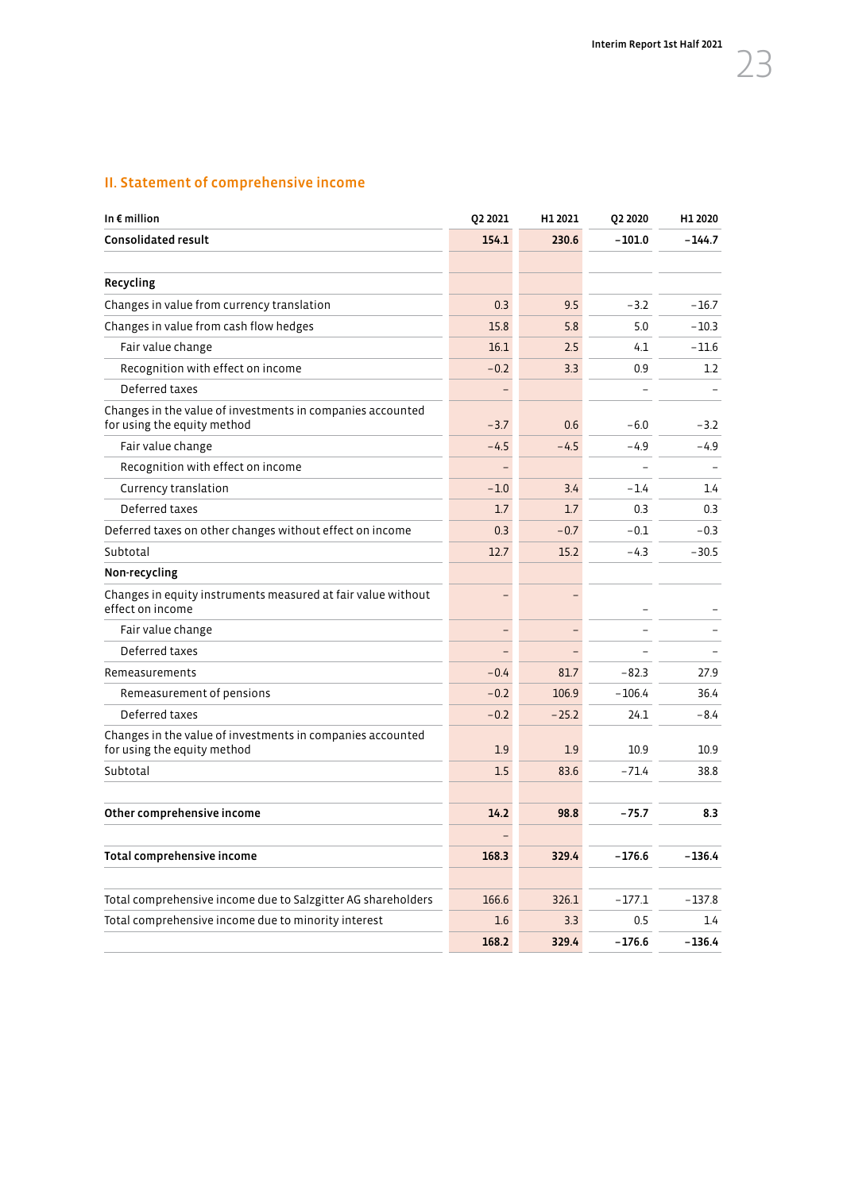## II. Statement of comprehensive income

| In € million | Q2 2021 | H1 2021 | Q2 2020 | H1 2020 |
|---|---|---|---|---|
| **Consolidated result** | **154.1** | **230.6** | **−101.0** | **−144.7** |
| | | | | |
| **Recycling** | | | | |
| Changes in value from currency translation | 0.3 | 9.5 | −3.2 | −16.7 |
| Changes in value from cash flow hedges | 15.8 | 5.8 | 5.0 | −10.3 |
| Fair value change | 16.1 | 2.5 | 4.1 | −11.6 |
| Recognition with effect on income | −0.2 | 3.3 | 0.9 | 1.2 |
| Deferred taxes | – | | – | – |
| Changes in the value of investments in companies accounted for using the equity method | −3.7 | 0.6 | −6.0 | −3.2 |
| Fair value change | −4.5 | −4.5 | −4.9 | −4.9 |
| Recognition with effect on income | – | | – | – |
| Currency translation | −1.0 | 3.4 | −1.4 | 1.4 |
| Deferred taxes | 1.7 | 1.7 | 0.3 | 0.3 |
| Deferred taxes on other changes without effect on income | 0.3 | −0.7 | −0.1 | −0.3 |
| Subtotal | 12.7 | 15.2 | −4.3 | −30.5 |
| **Non-recycling** | | | | |
| Changes in equity instruments measured at fair value without effect on income | – | – | – | – |
| Fair value change | – | – | – | – |
| Deferred taxes | – | – | – | – |
| Remeasurements | −0.4 | 81.7 | −82.3 | 27.9 |
| Remeasurement of pensions | −0.2 | 106.9 | −106.4 | 36.4 |
| Deferred taxes | −0.2 | −25.2 | 24.1 | −8.4 |
| Changes in the value of investments in companies accounted for using the equity method | 1.9 | 1.9 | 10.9 | 10.9 |
| Subtotal | 1.5 | 83.6 | −71.4 | 38.8 |
| | | | | |
| **Other comprehensive income** | **14.2** | **98.8** | **−75.7** | **8.3** |
| | – | | | |
| **Total comprehensive income** | **168.3** | **329.4** | **−176.6** | **−136.4** |
| | | | | |
| Total comprehensive income due to Salzgitter AG shareholders | 166.6 | 326.1 | −177.1 | −137.8 |
| Total comprehensive income due to minority interest | 1.6 | 3.3 | 0.5 | 1.4 |
| | **168.2** | **329.4** | **−176.6** | **−136.4** |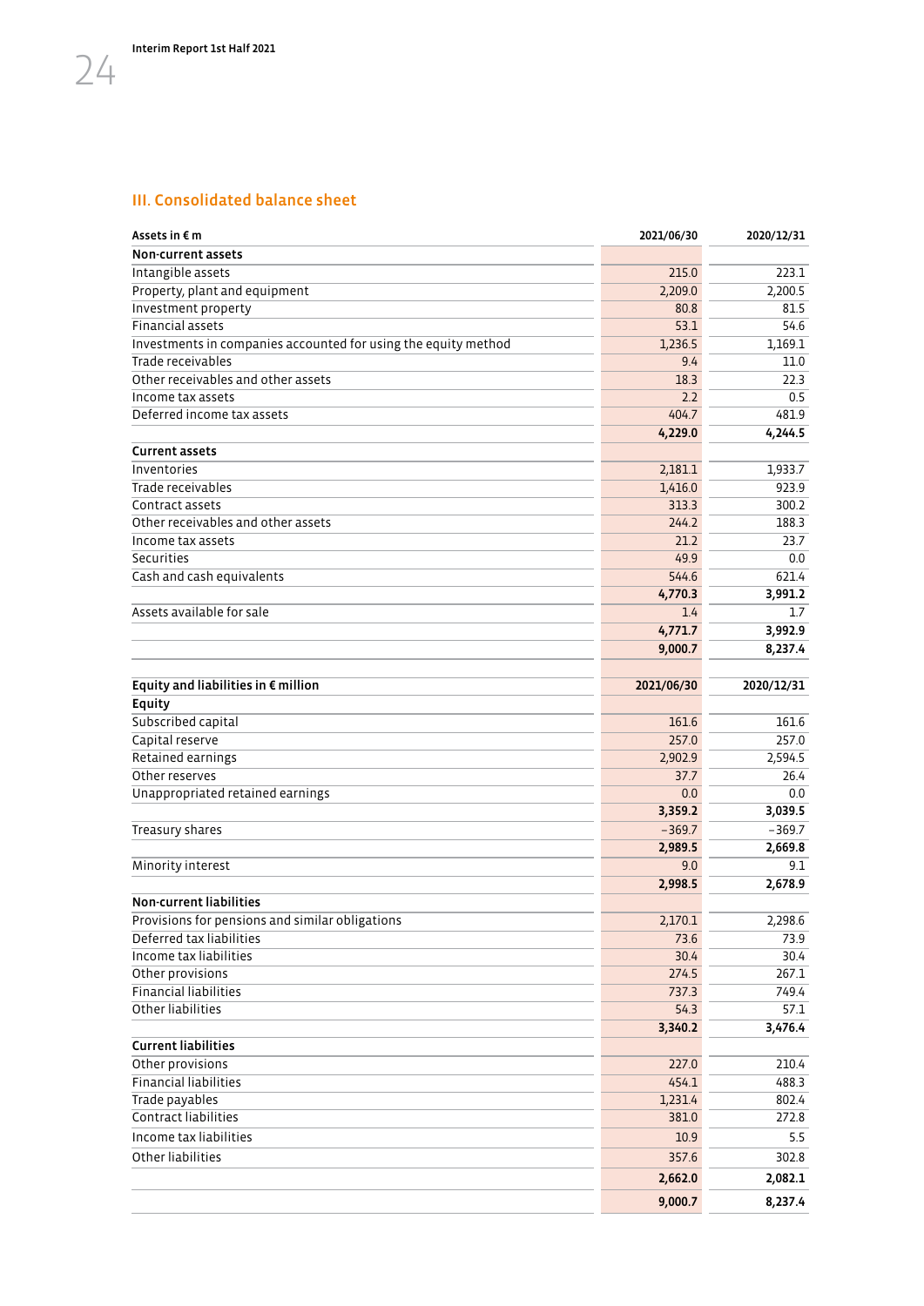## III. Consolidated balance sheet

| Assets in € m | 2021/06/30 | 2020/12/31 |
|---|---|---|
| **Non-current assets** | | |
| Intangible assets | 215.0 | 223.1 |
| Property, plant and equipment | 2,209.0 | 2,200.5 |
| Investment property | 80.8 | 81.5 |
| Financial assets | 53.1 | 54.6 |
| Investments in companies accounted for using the equity method | 1,236.5 | 1,169.1 |
| Trade receivables | 9.4 | 11.0 |
| Other receivables and other assets | 18.3 | 22.3 |
| Income tax assets | 2.2 | 0.5 |
| Deferred income tax assets | 404.7 | 481.9 |
| | **4,229.0** | **4,244.5** |
| **Current assets** | | |
| Inventories | 2,181.1 | 1,933.7 |
| Trade receivables | 1,416.0 | 923.9 |
| Contract assets | 313.3 | 300.2 |
| Other receivables and other assets | 244.2 | 188.3 |
| Income tax assets | 21.2 | 23.7 |
| Securities | 49.9 | 0.0 |
| Cash and cash equivalents | 544.6 | 621.4 |
| | **4,770.3** | **3,991.2** |
| Assets available for sale | 1.4 | 1.7 |
| | **4,771.7** | **3,992.9** |
| | **9,000.7** | **8,237.4** |

| Equity and liabilities in € million | 2021/06/30 | 2020/12/31 |
|---|---|---|
| **Equity** | | |
| Subscribed capital | 161.6 | 161.6 |
| Capital reserve | 257.0 | 257.0 |
| Retained earnings | 2,902.9 | 2,594.5 |
| Other reserves | 37.7 | 26.4 |
| Unappropriated retained earnings | 0.0 | 0.0 |
| | **3,359.2** | **3,039.5** |
| Treasury shares | −369.7 | −369.7 |
| | **2,989.5** | **2,669.8** |
| Minority interest | 9.0 | 9.1 |
| | **2,998.5** | **2,678.9** |
| **Non-current liabilities** | | |
| Provisions for pensions and similar obligations | 2,170.1 | 2,298.6 |
| Deferred tax liabilities | 73.6 | 73.9 |
| Income tax liabilities | 30.4 | 30.4 |
| Other provisions | 274.5 | 267.1 |
| Financial liabilities | 737.3 | 749.4 |
| Other liabilities | 54.3 | 57.1 |
| | **3,340.2** | **3,476.4** |
| **Current liabilities** | | |
| Other provisions | 227.0 | 210.4 |
| Financial liabilities | 454.1 | 488.3 |
| Trade payables | 1,231.4 | 802.4 |
| Contract liabilities | 381.0 | 272.8 |
| Income tax liabilities | 10.9 | 5.5 |
| Other liabilities | 357.6 | 302.8 |
| | **2,662.0** | **2,082.1** |
| | **9,000.7** | **8,237.4** |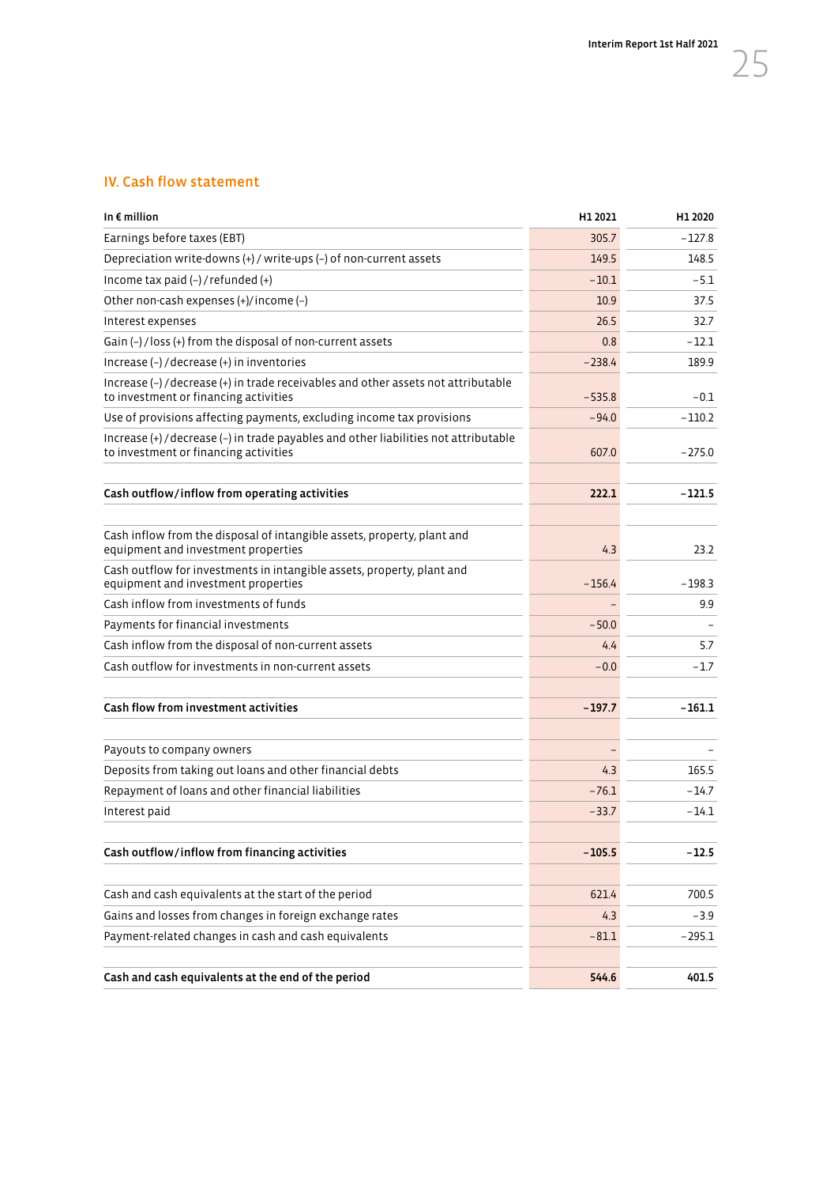## IV. Cash flow statement

| In € million | H1 2021 | H1 2020 |
|---|---|---|
| Earnings before taxes (EBT) | 305.7 | −127.8 |
| Depreciation write-downs (+) / write-ups (−) of non-current assets | 149.5 | 148.5 |
| Income tax paid (−) / refunded (+) | −10.1 | −5.1 |
| Other non-cash expenses (+)/ income (−) | 10.9 | 37.5 |
| Interest expenses | 26.5 | 32.7 |
| Gain (−) / loss (+) from the disposal of non-current assets | 0.8 | −12.1 |
| Increase (−) / decrease (+) in inventories | −238.4 | 189.9 |
| Increase (−) / decrease (+) in trade receivables and other assets not attributable to investment or financing activities | −535.8 | −0.1 |
| Use of provisions affecting payments, excluding income tax provisions | −94.0 | −110.2 |
| Increase (+) / decrease (−) in trade payables and other liabilities not attributable to investment or financing activities | 607.0 | −275.0 |
| | | |
| **Cash outflow/inflow from operating activities** | **222.1** | **−121.5** |
| | | |
| Cash inflow from the disposal of intangible assets, property, plant and equipment and investment properties | 4.3 | 23.2 |
| Cash outflow for investments in intangible assets, property, plant and equipment and investment properties | −156.4 | −198.3 |
| Cash inflow from investments of funds | – | 9.9 |
| Payments for financial investments | −50.0 | – |
| Cash inflow from the disposal of non-current assets | 4.4 | 5.7 |
| Cash outflow for investments in non-current assets | −0.0 | −1.7 |
| | | |
| **Cash flow from investment activities** | **−197.7** | **−161.1** |
| | | |
| Payouts to company owners | – | – |
| Deposits from taking out loans and other financial debts | 4.3 | 165.5 |
| Repayment of loans and other financial liabilities | −76.1 | −14.7 |
| Interest paid | −33.7 | −14.1 |
| | | |
| **Cash outflow/inflow from financing activities** | **−105.5** | **−12.5** |
| | | |
| Cash and cash equivalents at the start of the period | 621.4 | 700.5 |
| Gains and losses from changes in foreign exchange rates | 4.3 | −3.9 |
| Payment-related changes in cash and cash equivalents | −81.1 | −295.1 |
| | | |
| **Cash and cash equivalents at the end of the period** | **544.6** | **401.5** |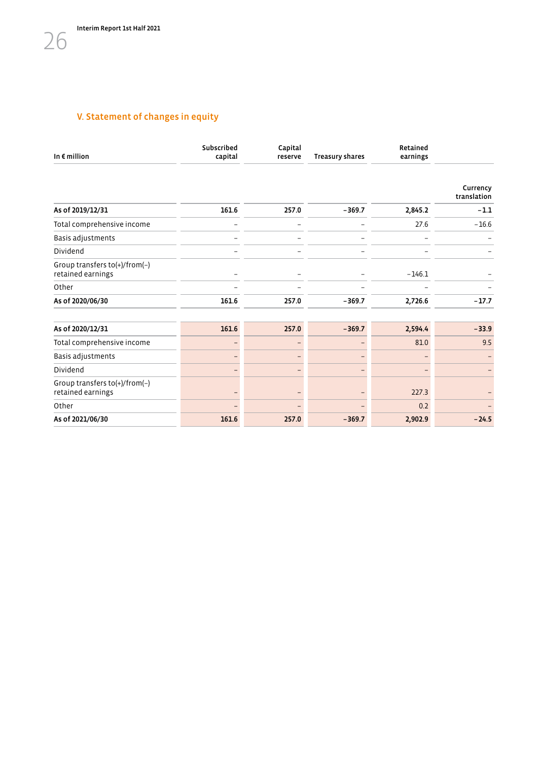## V. Statement of changes in equity

| In € million | Subscribed capital | Capital reserve | Treasury shares | Retained earnings | |
|---|---|---|---|---|---|
| | | | | | Currency translation |
| **As of 2019/12/31** | **161.6** | **257.0** | **−369.7** | **2,845.2** | **−1.1** |
| Total comprehensive income | – | – | – | 27.6 | −16.6 |
| Basis adjustments | – | – | – | – | – |
| Dividend | – | – | – | – | – |
| Group transfers to(+)/from(−) retained earnings | – | – | – | −146.1 | – |
| Other | – | – | – | – | – |
| **As of 2020/06/30** | **161.6** | **257.0** | **−369.7** | **2,726.6** | **−17.7** |
| | | | | | |
| **As of 2020/12/31** | **161.6** | **257.0** | **−369.7** | **2,594.4** | **−33.9** |
| Total comprehensive income | – | – | – | 81.0 | 9.5 |
| Basis adjustments | – | – | – | – | – |
| Dividend | – | – | – | – | – |
| Group transfers to(+)/from(−) retained earnings | – | – | – | 227.3 | – |
| Other | – | – | – | 0.2 | – |
| **As of 2021/06/30** | **161.6** | **257.0** | **−369.7** | **2,902.9** | **−24.5** |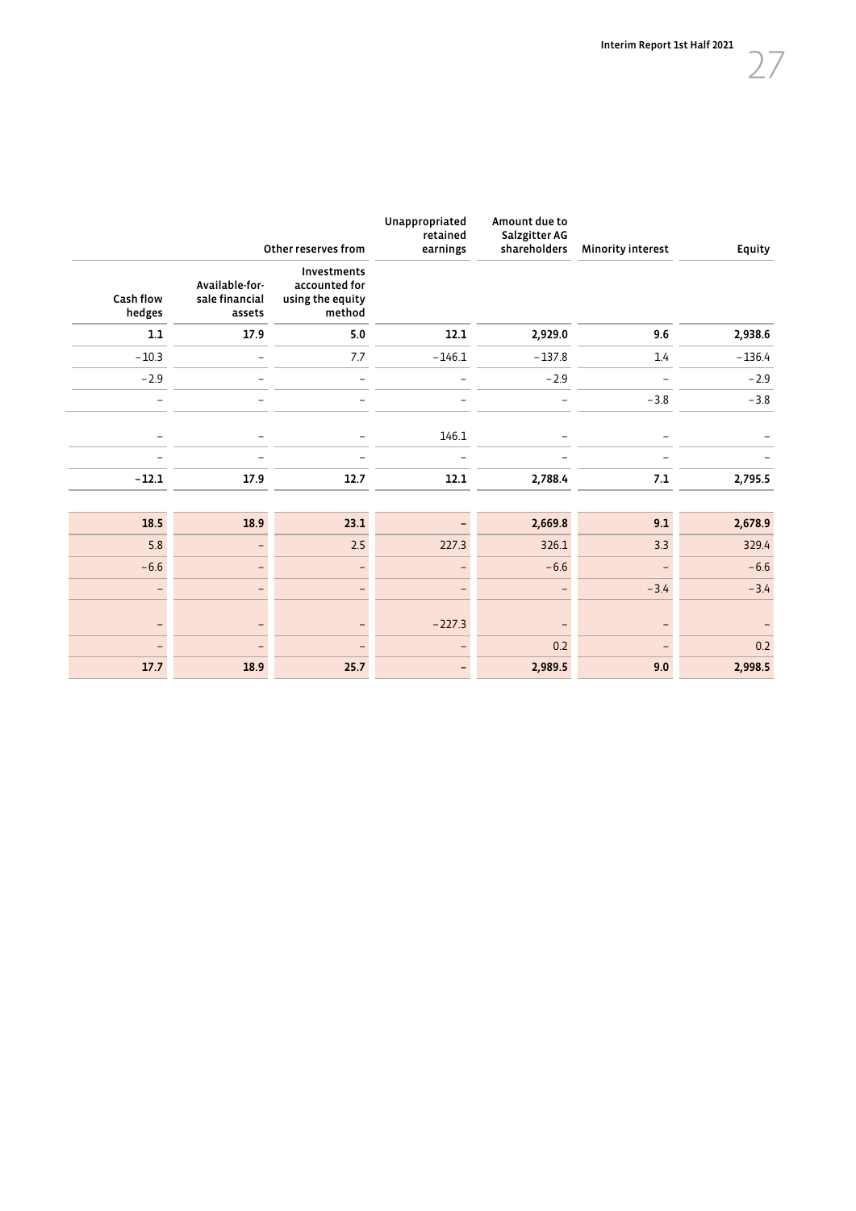| Other reserves from | | | Unappropriated retained earnings | Amount due to Salzgitter AG shareholders | Minority interest | Equity |
|---|---|---|---|---|---|---|
| Cash flow hedges | Available-for-sale financial assets | Investments accounted for using the equity method | | | | |
| **1.1** | **17.9** | **5.0** | **12.1** | **2,929.0** | **9.6** | **2,938.6** |
| −10.3 | – | 7.7 | −146.1 | −137.8 | 1.4 | −136.4 |
| −2.9 | – | – | – | −2.9 | – | −2.9 |
| – | – | – | – | – | −3.8 | −3.8 |
| – | – | – | 146.1 | – | – | – |
| – | – | – | – | – | – | – |
| **−12.1** | **17.9** | **12.7** | **12.1** | **2,788.4** | **7.1** | **2,795.5** |
| | | | | | | |
| **18.5** | **18.9** | **23.1** | **–** | **2,669.8** | **9.1** | **2,678.9** |
| 5.8 | – | 2.5 | 227.3 | 326.1 | 3.3 | 329.4 |
| −6.6 | – | – | – | −6.6 | – | −6.6 |
| – | – | – | – | – | −3.4 | −3.4 |
| – | – | – | −227.3 | – | – | – |
| – | – | – | – | 0.2 | – | 0.2 |
| **17.7** | **18.9** | **25.7** | **–** | **2,989.5** | **9.0** | **2,998.5** |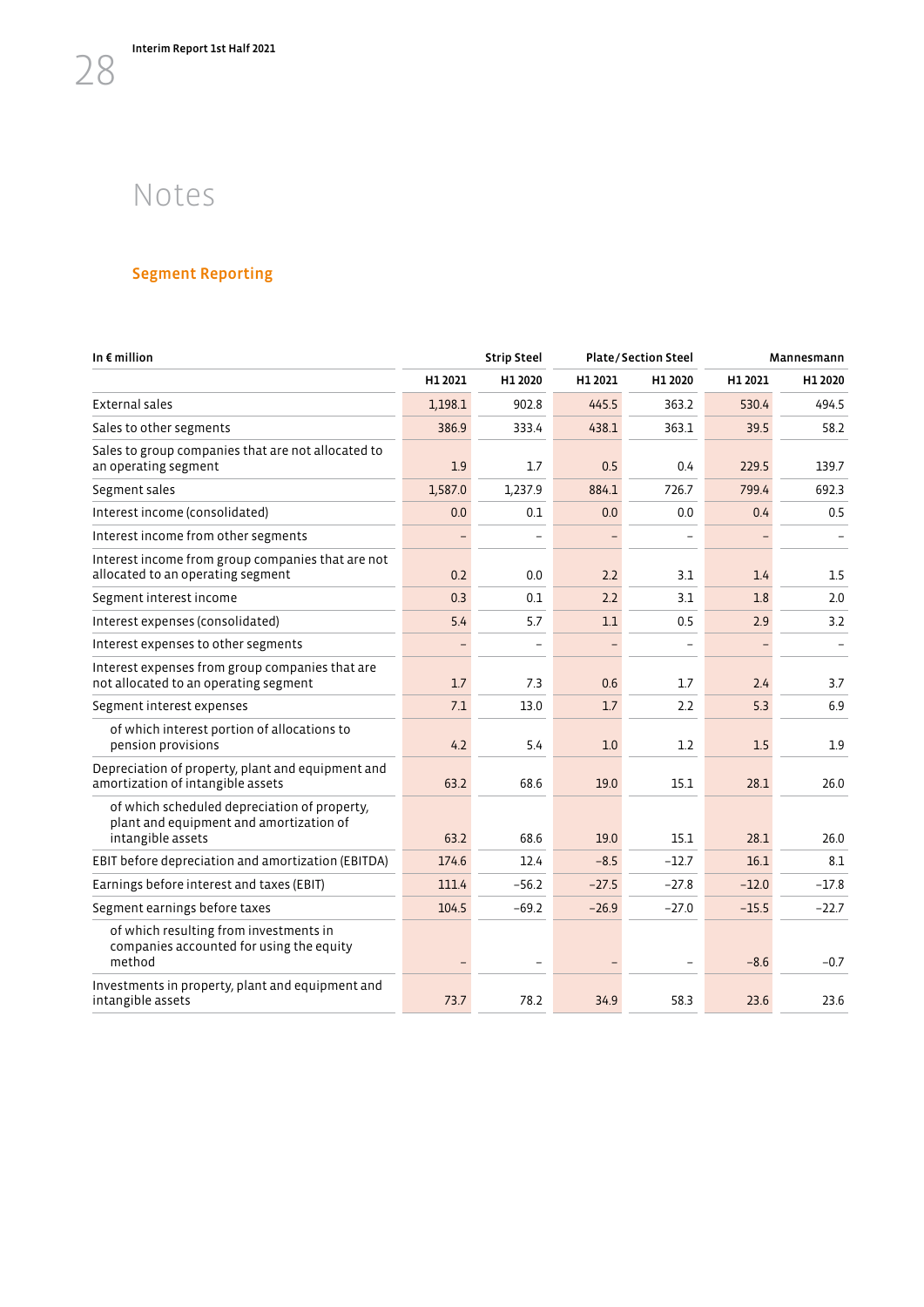# Notes

## Segment Reporting

| In € million | Strip Steel | | Plate/Section Steel | | Mannesmann | |
|---|---|---|---|---|---|---|
| | H1 2021 | H1 2020 | H1 2021 | H1 2020 | H1 2021 | H1 2020 |
| External sales | 1,198.1 | 902.8 | 445.5 | 363.2 | 530.4 | 494.5 |
| Sales to other segments | 386.9 | 333.4 | 438.1 | 363.1 | 39.5 | 58.2 |
| Sales to group companies that are not allocated to an operating segment | 1.9 | 1.7 | 0.5 | 0.4 | 229.5 | 139.7 |
| Segment sales | 1,587.0 | 1,237.9 | 884.1 | 726.7 | 799.4 | 692.3 |
| Interest income (consolidated) | 0.0 | 0.1 | 0.0 | 0.0 | 0.4 | 0.5 |
| Interest income from other segments | – | – | – | – | – | – |
| Interest income from group companies that are not allocated to an operating segment | 0.2 | 0.0 | 2.2 | 3.1 | 1.4 | 1.5 |
| Segment interest income | 0.3 | 0.1 | 2.2 | 3.1 | 1.8 | 2.0 |
| Interest expenses (consolidated) | 5.4 | 5.7 | 1.1 | 0.5 | 2.9 | 3.2 |
| Interest expenses to other segments | – | – | – | – | – | – |
| Interest expenses from group companies that are not allocated to an operating segment | 1.7 | 7.3 | 0.6 | 1.7 | 2.4 | 3.7 |
| Segment interest expenses | 7.1 | 13.0 | 1.7 | 2.2 | 5.3 | 6.9 |
| of which interest portion of allocations to pension provisions | 4.2 | 5.4 | 1.0 | 1.2 | 1.5 | 1.9 |
| Depreciation of property, plant and equipment and amortization of intangible assets | 63.2 | 68.6 | 19.0 | 15.1 | 28.1 | 26.0 |
| of which scheduled depreciation of property, plant and equipment and amortization of intangible assets | 63.2 | 68.6 | 19.0 | 15.1 | 28.1 | 26.0 |
| EBIT before depreciation and amortization (EBITDA) | 174.6 | 12.4 | −8.5 | −12.7 | 16.1 | 8.1 |
| Earnings before interest and taxes (EBIT) | 111.4 | −56.2 | −27.5 | −27.8 | −12.0 | −17.8 |
| Segment earnings before taxes | 104.5 | −69.2 | −26.9 | −27.0 | −15.5 | −22.7 |
| of which resulting from investments in companies accounted for using the equity method | – | – | – | – | −8.6 | −0.7 |
| Investments in property, plant and equipment and intangible assets | 73.7 | 78.2 | 34.9 | 58.3 | 23.6 | 23.6 |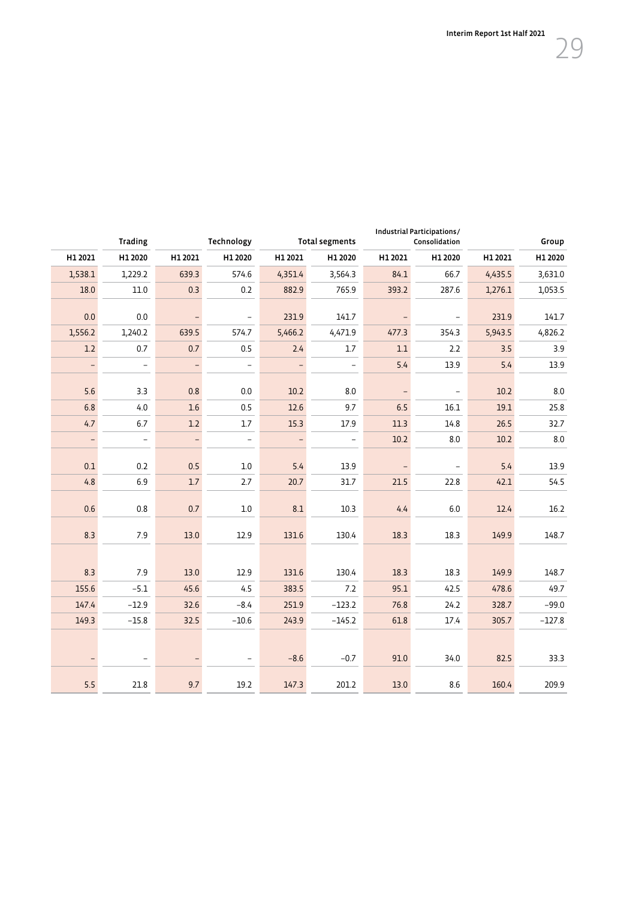| Trading | | Technology | | Total segments | | Industrial Participations/ Consolidation | | Group | |
|---|---|---|---|---|---|---|---|---|---|
| H1 2021 | H1 2020 | H1 2021 | H1 2020 | H1 2021 | H1 2020 | H1 2021 | H1 2020 | H1 2021 | H1 2020 |
| 1,538.1 | 1,229.2 | 639.3 | 574.6 | 4,351.4 | 3,564.3 | 84.1 | 66.7 | 4,435.5 | 3,631.0 |
| 18.0 | 11.0 | 0.3 | 0.2 | 882.9 | 765.9 | 393.2 | 287.6 | 1,276.1 | 1,053.5 |
| 0.0 | 0.0 | – | – | 231.9 | 141.7 | – | – | 231.9 | 141.7 |
| 1,556.2 | 1,240.2 | 639.5 | 574.7 | 5,466.2 | 4,471.9 | 477.3 | 354.3 | 5,943.5 | 4,826.2 |
| 1.2 | 0.7 | 0.7 | 0.5 | 2.4 | 1.7 | 1.1 | 2.2 | 3.5 | 3.9 |
| – | – | – | – | – | – | 5.4 | 13.9 | 5.4 | 13.9 |
| 5.6 | 3.3 | 0.8 | 0.0 | 10.2 | 8.0 | – | – | 10.2 | 8.0 |
| 6.8 | 4.0 | 1.6 | 0.5 | 12.6 | 9.7 | 6.5 | 16.1 | 19.1 | 25.8 |
| 4.7 | 6.7 | 1.2 | 1.7 | 15.3 | 17.9 | 11.3 | 14.8 | 26.5 | 32.7 |
| – | – | – | – | – | – | 10.2 | 8.0 | 10.2 | 8.0 |
| 0.1 | 0.2 | 0.5 | 1.0 | 5.4 | 13.9 | – | – | 5.4 | 13.9 |
| 4.8 | 6.9 | 1.7 | 2.7 | 20.7 | 31.7 | 21.5 | 22.8 | 42.1 | 54.5 |
| 0.6 | 0.8 | 0.7 | 1.0 | 8.1 | 10.3 | 4.4 | 6.0 | 12.4 | 16.2 |
| 8.3 | 7.9 | 13.0 | 12.9 | 131.6 | 130.4 | 18.3 | 18.3 | 149.9 | 148.7 |
| 8.3 | 7.9 | 13.0 | 12.9 | 131.6 | 130.4 | 18.3 | 18.3 | 149.9 | 148.7 |
| 155.6 | −5.1 | 45.6 | 4.5 | 383.5 | 7.2 | 95.1 | 42.5 | 478.6 | 49.7 |
| 147.4 | −12.9 | 32.6 | −8.4 | 251.9 | −123.2 | 76.8 | 24.2 | 328.7 | −99.0 |
| 149.3 | −15.8 | 32.5 | −10.6 | 243.9 | −145.2 | 61.8 | 17.4 | 305.7 | −127.8 |
| – | – | – | – | −8.6 | −0.7 | 91.0 | 34.0 | 82.5 | 33.3 |
| 5.5 | 21.8 | 9.7 | 19.2 | 147.3 | 201.2 | 13.0 | 8.6 | 160.4 | 209.9 |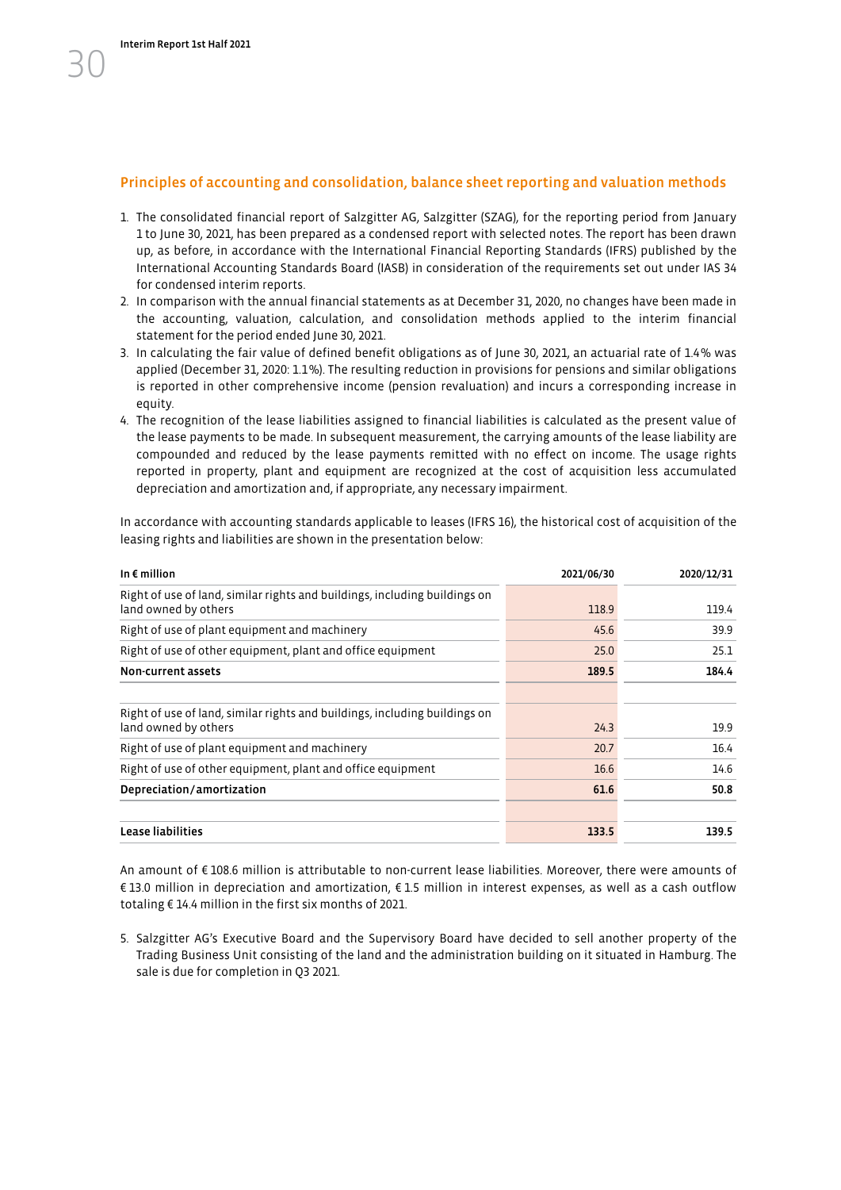## Principles of accounting and consolidation, balance sheet reporting and valuation methods

1. The consolidated financial report of Salzgitter AG, Salzgitter (SZAG), for the reporting period from January 1 to June 30, 2021, has been prepared as a condensed report with selected notes. The report has been drawn up, as before, in accordance with the International Financial Reporting Standards (IFRS) published by the International Accounting Standards Board (IASB) in consideration of the requirements set out under IAS 34 for condensed interim reports.
2. In comparison with the annual financial statements as at December 31, 2020, no changes have been made in the accounting, valuation, calculation, and consolidation methods applied to the interim financial statement for the period ended June 30, 2021.
3. In calculating the fair value of defined benefit obligations as of June 30, 2021, an actuarial rate of 1.4% was applied (December 31, 2020: 1.1%). The resulting reduction in provisions for pensions and similar obligations is reported in other comprehensive income (pension revaluation) and incurs a corresponding increase in equity.
4. The recognition of the lease liabilities assigned to financial liabilities is calculated as the present value of the lease payments to be made. In subsequent measurement, the carrying amounts of the lease liability are compounded and reduced by the lease payments remitted with no effect on income. The usage rights reported in property, plant and equipment are recognized at the cost of acquisition less accumulated depreciation and amortization and, if appropriate, any necessary impairment.

In accordance with accounting standards applicable to leases (IFRS 16), the historical cost of acquisition of the leasing rights and liabilities are shown in the presentation below:

| In € million | 2021/06/30 | 2020/12/31 |
|---|---|---|
| Right of use of land, similar rights and buildings, including buildings on land owned by others | 118.9 | 119.4 |
| Right of use of plant equipment and machinery | 45.6 | 39.9 |
| Right of use of other equipment, plant and office equipment | 25.0 | 25.1 |
| **Non-current assets** | **189.5** | **184.4** |
| | | |
| Right of use of land, similar rights and buildings, including buildings on land owned by others | 24.3 | 19.9 |
| Right of use of plant equipment and machinery | 20.7 | 16.4 |
| Right of use of other equipment, plant and office equipment | 16.6 | 14.6 |
| **Depreciation/amortization** | **61.6** | **50.8** |
| | | |
| **Lease liabilities** | **133.5** | **139.5** |

An amount of € 108.6 million is attributable to non-current lease liabilities. Moreover, there were amounts of € 13.0 million in depreciation and amortization, € 1.5 million in interest expenses, as well as a cash outflow totaling € 14.4 million in the first six months of 2021.

5. Salzgitter AG's Executive Board and the Supervisory Board have decided to sell another property of the Trading Business Unit consisting of the land and the administration building on it situated in Hamburg. The sale is due for completion in Q3 2021.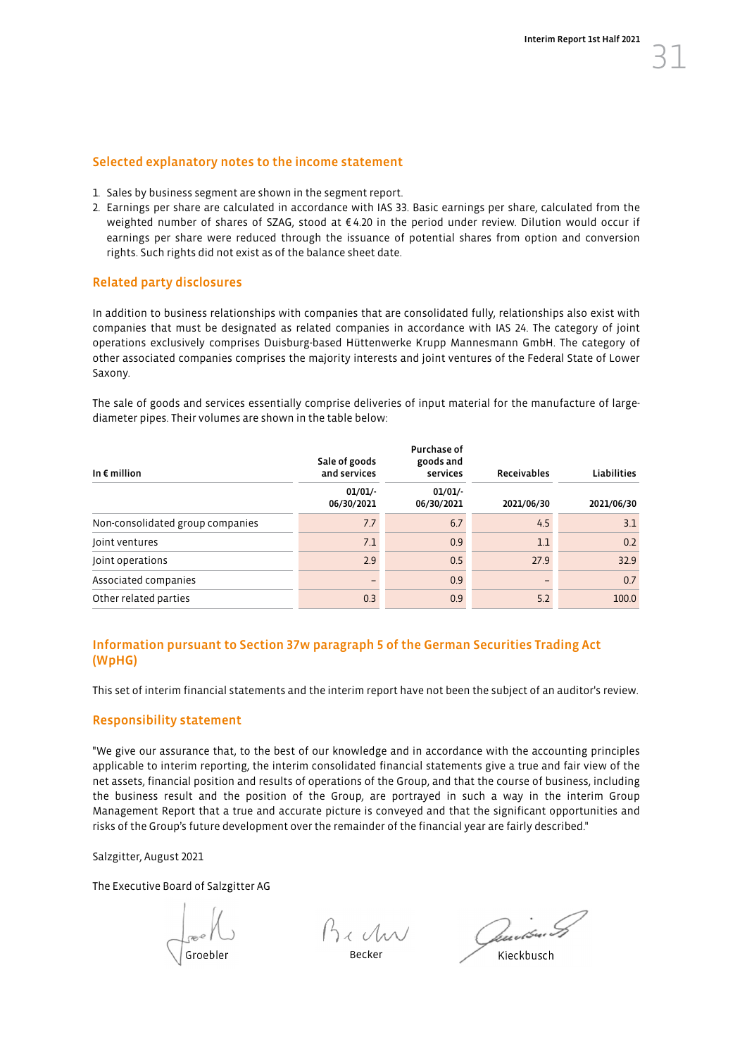## Selected explanatory notes to the income statement

1. Sales by business segment are shown in the segment report.
2. Earnings per share are calculated in accordance with IAS 33. Basic earnings per share, calculated from the weighted number of shares of SZAG, stood at € 4.20 in the period under review. Dilution would occur if earnings per share were reduced through the issuance of potential shares from option and conversion rights. Such rights did not exist as of the balance sheet date.

## Related party disclosures

In addition to business relationships with companies that are consolidated fully, relationships also exist with companies that must be designated as related companies in accordance with IAS 24. The category of joint operations exclusively comprises Duisburg-based Hüttenwerke Krupp Mannesmann GmbH. The category of other associated companies comprises the majority interests and joint ventures of the Federal State of Lower Saxony.

The sale of goods and services essentially comprise deliveries of input material for the manufacture of large-diameter pipes. Their volumes are shown in the table below:

| In € million | Sale of goods and services | Purchase of goods and services | Receivables | Liabilities |
|---|---|---|---|---|
| | 01/01/-06/30/2021 | 01/01/-06/30/2021 | 2021/06/30 | 2021/06/30 |
| Non-consolidated group companies | 7.7 | 6.7 | 4.5 | 3.1 |
| Joint ventures | 7.1 | 0.9 | 1.1 | 0.2 |
| Joint operations | 2.9 | 0.5 | 27.9 | 32.9 |
| Associated companies | – | 0.9 | – | 0.7 |
| Other related parties | 0.3 | 0.9 | 5.2 | 100.0 |

## Information pursuant to Section 37w paragraph 5 of the German Securities Trading Act (WpHG)

This set of interim financial statements and the interim report have not been the subject of an auditor's review.

## Responsibility statement

"We give our assurance that, to the best of our knowledge and in accordance with the accounting principles applicable to interim reporting, the interim consolidated financial statements give a true and fair view of the net assets, financial position and results of operations of the Group, and that the course of business, including the business result and the position of the Group, are portrayed in such a way in the interim Group Management Report that a true and accurate picture is conveyed and that the significant opportunities and risks of the Group's future development over the remainder of the financial year are fairly described."

Salzgitter, August 2021

The Executive Board of Salzgitter AG

Groebler Becker Kieckbusch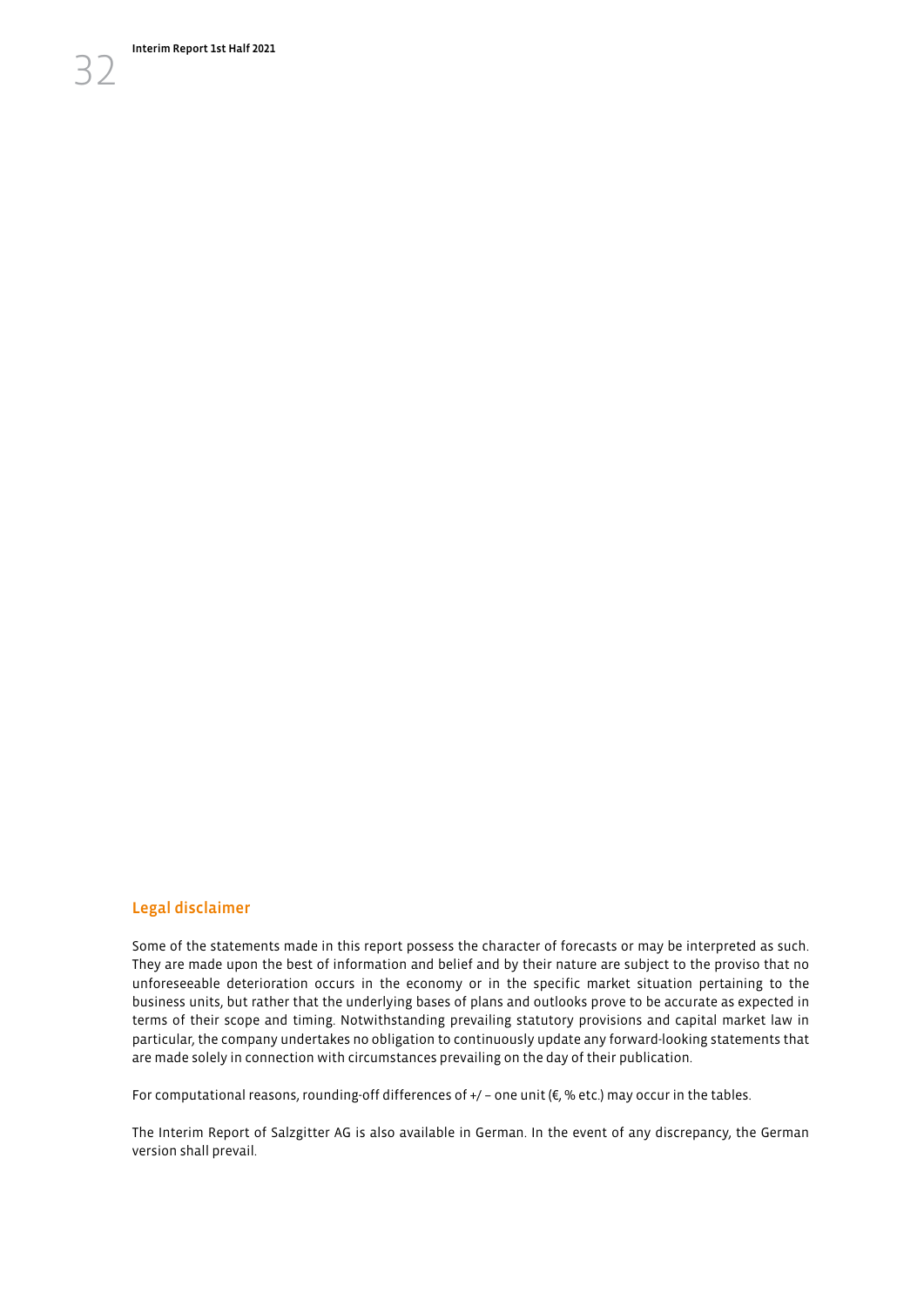## Legal disclaimer

Some of the statements made in this report possess the character of forecasts or may be interpreted as such. They are made upon the best of information and belief and by their nature are subject to the proviso that no unforeseeable deterioration occurs in the economy or in the specific market situation pertaining to the business units, but rather that the underlying bases of plans and outlooks prove to be accurate as expected in terms of their scope and timing. Notwithstanding prevailing statutory provisions and capital market law in particular, the company undertakes no obligation to continuously update any forward-looking statements that are made solely in connection with circumstances prevailing on the day of their publication.

For computational reasons, rounding-off differences of +/ – one unit (€, % etc.) may occur in the tables.

The Interim Report of Salzgitter AG is also available in German. In the event of any discrepancy, the German version shall prevail.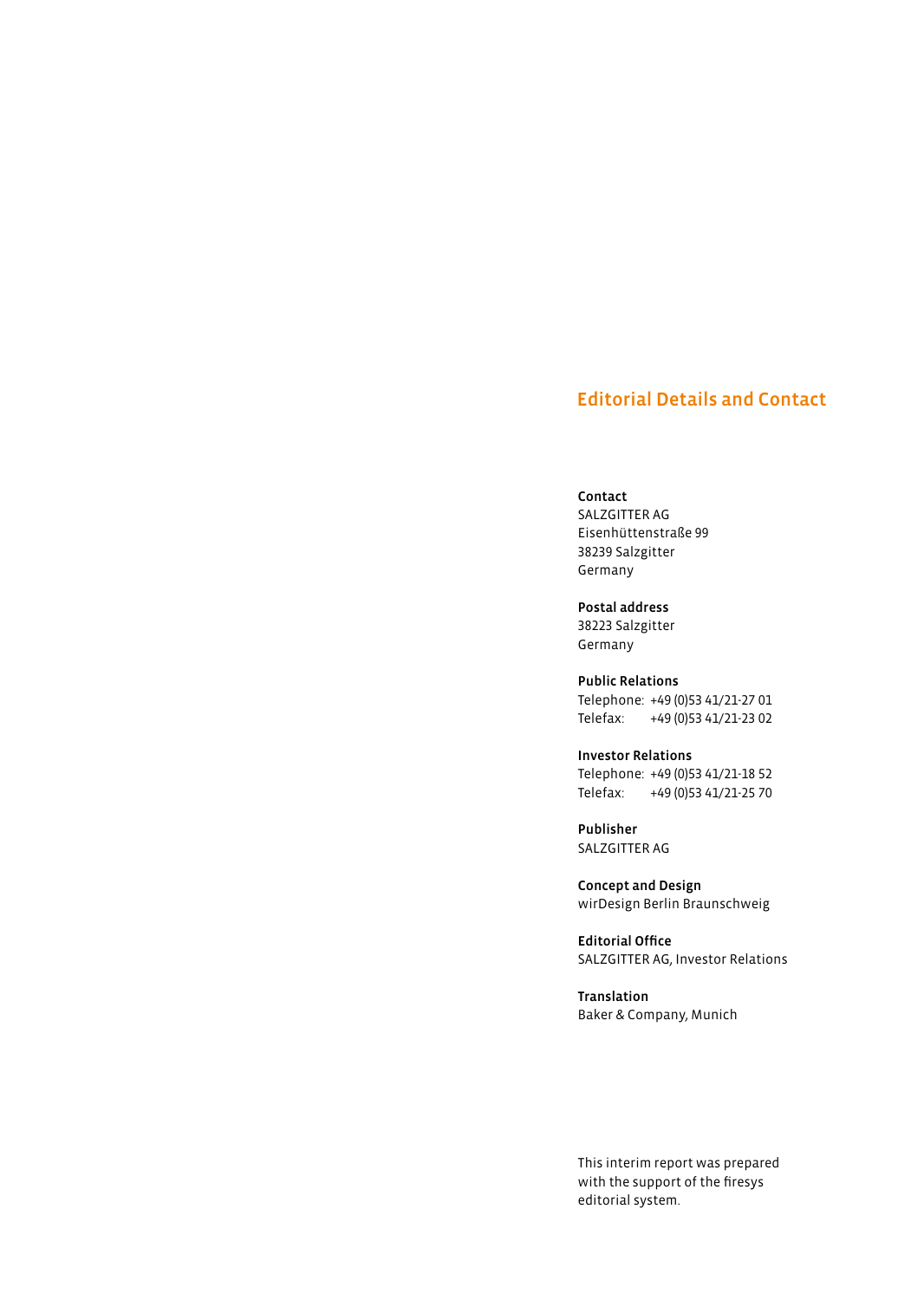# Editorial Details and Contact

**Contact**
SALZGITTER AG
Eisenhüttenstraße 99
38239 Salzgitter
Germany

**Postal address**
38223 Salzgitter
Germany

**Public Relations**
Telephone: +49 (0)53 41/21-27 01
Telefax: +49 (0)53 41/21-23 02

**Investor Relations**
Telephone: +49 (0)53 41/21-18 52
Telefax: +49 (0)53 41/21-25 70

**Publisher**
SALZGITTER AG

**Concept and Design**
wirDesign Berlin Braunschweig

**Editorial Office**
SALZGITTER AG, Investor Relations

**Translation**
Baker & Company, Munich

This interim report was prepared with the support of the firesys editorial system.